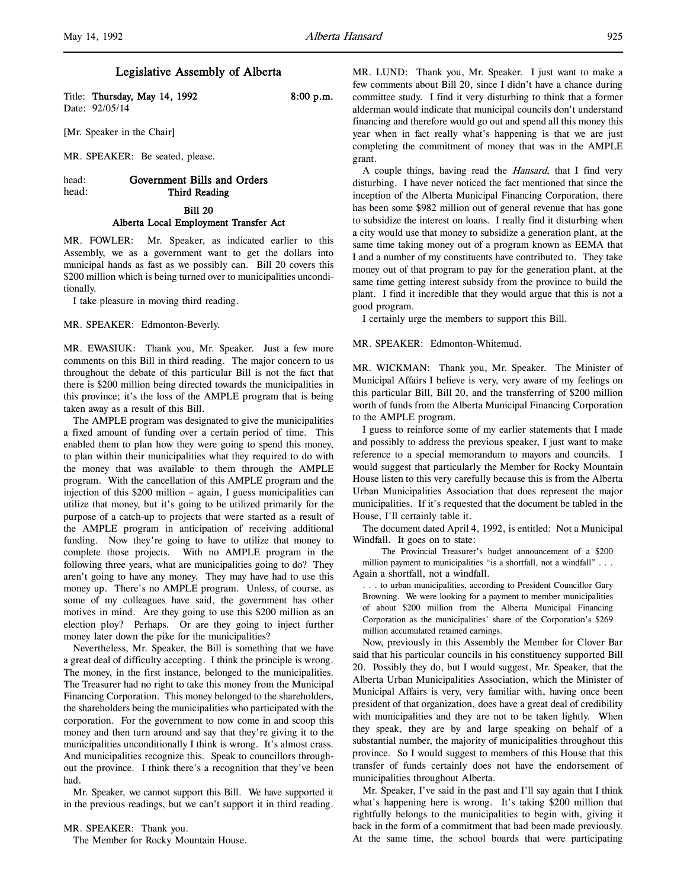# Legislative Assembly of Alberta

Title: **Thursday, May 14, 1992** 8:00 p.m.
Date: 92/05/14

[Mr. Speaker in the Chair]

MR. SPEAKER: Be seated, please.

head: **Government Bills and Orders**
head: **Third Reading**

## Bill 20
## Alberta Local Employment Transfer Act

MR. FOWLER: Mr. Speaker, as indicated earlier to this Assembly, we as a government want to get the dollars into municipal hands as fast as we possibly can. Bill 20 covers this $200 million which is being turned over to municipalities unconditionally.

I take pleasure in moving third reading.

MR. SPEAKER: Edmonton-Beverly.

MR. EWASIUK: Thank you, Mr. Speaker. Just a few more comments on this Bill in third reading. The major concern to us throughout the debate of this particular Bill is not the fact that there is $200 million being directed towards the municipalities in this province; it's the loss of the AMPLE program that is being taken away as a result of this Bill.

The AMPLE program was designated to give the municipalities a fixed amount of funding over a certain period of time. This enabled them to plan how they were going to spend this money, to plan within their municipalities what they required to do with the money that was available to them through the AMPLE program. With the cancellation of this AMPLE program and the injection of this $200 million – again, I guess municipalities can utilize that money, but it's going to be utilized primarily for the purpose of a catch-up to projects that were started as a result of the AMPLE program in anticipation of receiving additional funding. Now they're going to have to utilize that money to complete those projects. With no AMPLE program in the following three years, what are municipalities going to do? They aren't going to have any money. They may have had to use this money up. There's no AMPLE program. Unless, of course, as some of my colleagues have said, the government has other motives in mind. Are they going to use this $200 million as an election ploy? Perhaps. Or are they going to inject further money later down the pike for the municipalities?

Nevertheless, Mr. Speaker, the Bill is something that we have a great deal of difficulty accepting. I think the principle is wrong. The money, in the first instance, belonged to the municipalities. The Treasurer had no right to take this money from the Municipal Financing Corporation. This money belonged to the shareholders, the shareholders being the municipalities who participated with the corporation. For the government to now come in and scoop this money and then turn around and say that they're giving it to the municipalities unconditionally I think is wrong. It's almost crass. And municipalities recognize this. Speak to councillors throughout the province. I think there's a recognition that they've been had.

Mr. Speaker, we cannot support this Bill. We have supported it in the previous readings, but we can't support it in third reading.

MR. SPEAKER: Thank you.

The Member for Rocky Mountain House.

MR. LUND: Thank you, Mr. Speaker. I just want to make a few comments about Bill 20, since I didn't have a chance during committee study. I find it very disturbing to think that a former alderman would indicate that municipal councils don't understand financing and therefore would go out and spend all this money this year when in fact really what's happening is that we are just completing the commitment of money that was in the AMPLE grant.

A couple things, having read the *Hansard*, that I find very disturbing. I have never noticed the fact mentioned that since the inception of the Alberta Municipal Financing Corporation, there has been some $982 million out of general revenue that has gone to subsidize the interest on loans. I really find it disturbing when a city would use that money to subsidize a generation plant, at the same time taking money out of a program known as EEMA that I and a number of my constituents have contributed to. They take money out of that program to pay for the generation plant, at the same time getting interest subsidy from the province to build the plant. I find it incredible that they would argue that this is not a good program.

I certainly urge the members to support this Bill.

MR. SPEAKER: Edmonton-Whitemud.

MR. WICKMAN: Thank you, Mr. Speaker. The Minister of Municipal Affairs I believe is very, very aware of my feelings on this particular Bill, Bill 20, and the transferring of $200 million worth of funds from the Alberta Municipal Financing Corporation to the AMPLE program.

I guess to reinforce some of my earlier statements that I made and possibly to address the previous speaker, I just want to make reference to a special memorandum to mayors and councils. I would suggest that particularly the Member for Rocky Mountain House listen to this very carefully because this is from the Alberta Urban Municipalities Association that does represent the major municipalities. If it's requested that the document be tabled in the House, I'll certainly table it.

The document dated April 4, 1992, is entitled: Not a Municipal Windfall. It goes on to state:

> The Provincial Treasurer's budget announcement of a $200 million payment to municipalities "is a shortfall, not a windfall" . . .

Again a shortfall, not a windfall.

> . . . to urban municipalities, according to President Councillor Gary Browning. We were looking for a payment to member municipalities of about $200 million from the Alberta Municipal Financing Corporation as the municipalities' share of the Corporation's $269 million accumulated retained earnings.

Now, previously in this Assembly the Member for Clover Bar said that his particular councils in his constituency supported Bill 20. Possibly they do, but I would suggest, Mr. Speaker, that the Alberta Urban Municipalities Association, which the Minister of Municipal Affairs is very, very familiar with, having once been president of that organization, does have a great deal of credibility with municipalities and they are not to be taken lightly. When they speak, they are by and large speaking on behalf of a substantial number, the majority of municipalities throughout this province. So I would suggest to members of this House that this transfer of funds certainly does not have the endorsement of municipalities throughout Alberta.

Mr. Speaker, I've said in the past and I'll say again that I think what's happening here is wrong. It's taking $200 million that rightfully belongs to the municipalities to begin with, giving it back in the form of a commitment that had been made previously. At the same time, the school boards that were participating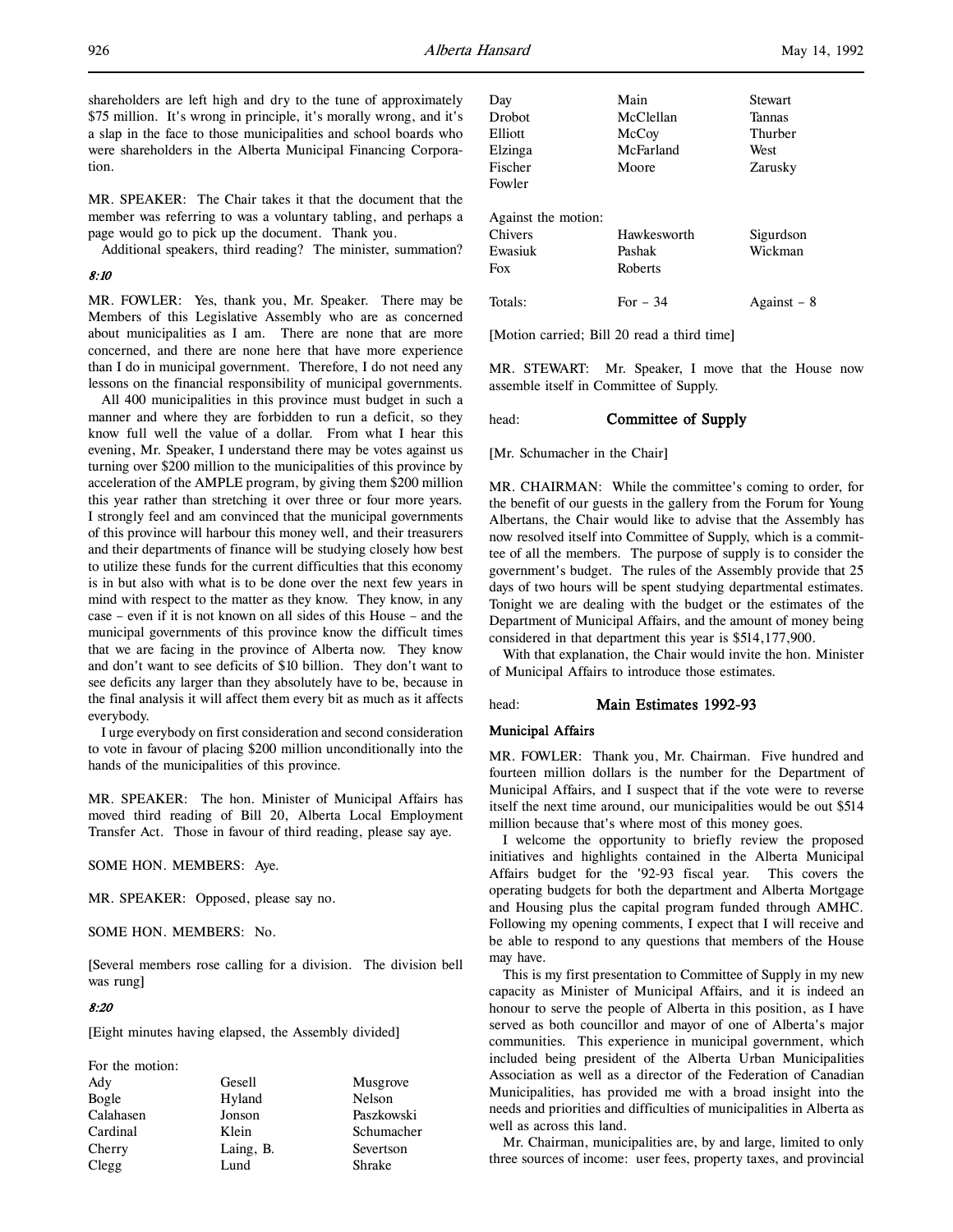shareholders are left high and dry to the tune of approximately $75 million. It's wrong in principle, it's morally wrong, and it's a slap in the face to those municipalities and school boards who were shareholders in the Alberta Municipal Financing Corporation.

MR. SPEAKER: The Chair takes it that the document that the member was referring to was a voluntary tabling, and perhaps a page would go to pick up the document. Thank you.

Additional speakers, third reading? The minister, summation?

*8:10*

MR. FOWLER: Yes, thank you, Mr. Speaker. There may be Members of this Legislative Assembly who are as concerned about municipalities as I am. There are none that are more concerned, and there are none here that have more experience than I do in municipal government. Therefore, I do not need any lessons on the financial responsibility of municipal governments.

All 400 municipalities in this province must budget in such a manner and where they are forbidden to run a deficit, so they know full well the value of a dollar. From what I hear this evening, Mr. Speaker, I understand there may be votes against us turning over $200 million to the municipalities of this province by acceleration of the AMPLE program, by giving them $200 million this year rather than stretching it over three or four more years. I strongly feel and am convinced that the municipal governments of this province will harbour this money well, and their treasurers and their departments of finance will be studying closely how best to utilize these funds for the current difficulties that this economy is in but also with what is to be done over the next few years in mind with respect to the matter as they know. They know, in any case – even if it is not known on all sides of this House – and the municipal governments of this province know the difficult times that we are facing in the province of Alberta now. They know and don't want to see deficits of $10 billion. They don't want to see deficits any larger than they absolutely have to be, because in the final analysis it will affect them every bit as much as it affects everybody.

I urge everybody on first consideration and second consideration to vote in favour of placing $200 million unconditionally into the hands of the municipalities of this province.

MR. SPEAKER: The hon. Minister of Municipal Affairs has moved third reading of Bill 20, Alberta Local Employment Transfer Act. Those in favour of third reading, please say aye.

SOME HON. MEMBERS: Aye.

MR. SPEAKER: Opposed, please say no.

SOME HON. MEMBERS: No.

[Several members rose calling for a division. The division bell was rung]

*8:20*

[Eight minutes having elapsed, the Assembly divided]

For the motion:

| | | |
|---|---|---|
| Ady | Gesell | Musgrove |
| Bogle | Hyland | Nelson |
| Calahasen | Jonson | Paszkowski |
| Cardinal | Klein | Schumacher |
| Cherry | Laing, B. | Severtson |
| Clegg | Lund | Shrake |
| Day | Main | Stewart |
| Drobot | McClellan | Tannas |
| Elliott | McCoy | Thurber |
| Elzinga | McFarland | West |
| Fischer | Moore | Zarusky |
| Fowler | | |

Against the motion:

| | | |
|---|---|---|
| Chivers | Hawkesworth | Sigurdson |
| Ewasiuk | Pashak | Wickman |
| Fox | Roberts | |

| | | |
|---|---|---|
| Totals: | For – 34 | Against – 8 |

[Motion carried; Bill 20 read a third time]

MR. STEWART: Mr. Speaker, I move that the House now assemble itself in Committee of Supply.

head: **Committee of Supply**

[Mr. Schumacher in the Chair]

MR. CHAIRMAN: While the committee's coming to order, for the benefit of our guests in the gallery from the Forum for Young Albertans, the Chair would like to advise that the Assembly has now resolved itself into Committee of Supply, which is a committee of all the members. The purpose of supply is to consider the government's budget. The rules of the Assembly provide that 25 days of two hours will be spent studying departmental estimates. Tonight we are dealing with the budget or the estimates of the Department of Municipal Affairs, and the amount of money being considered in that department this year is $514,177,900.

With that explanation, the Chair would invite the hon. Minister of Municipal Affairs to introduce those estimates.

head: **Main Estimates 1992-93**

**Municipal Affairs**

MR. FOWLER: Thank you, Mr. Chairman. Five hundred and fourteen million dollars is the number for the Department of Municipal Affairs, and I suspect that if the vote were to reverse itself the next time around, our municipalities would be out $514 million because that's where most of this money goes.

I welcome the opportunity to briefly review the proposed initiatives and highlights contained in the Alberta Municipal Affairs budget for the '92-93 fiscal year. This covers the operating budgets for both the department and Alberta Mortgage and Housing plus the capital program funded through AMHC. Following my opening comments, I expect that I will receive and be able to respond to any questions that members of the House may have.

This is my first presentation to Committee of Supply in my new capacity as Minister of Municipal Affairs, and it is indeed an honour to serve the people of Alberta in this position, as I have served as both councillor and mayor of one of Alberta's major communities. This experience in municipal government, which included being president of the Alberta Urban Municipalities Association as well as a director of the Federation of Canadian Municipalities, has provided me with a broad insight into the needs and priorities and difficulties of municipalities in Alberta as well as across this land.

Mr. Chairman, municipalities are, by and large, limited to only three sources of income: user fees, property taxes, and provincial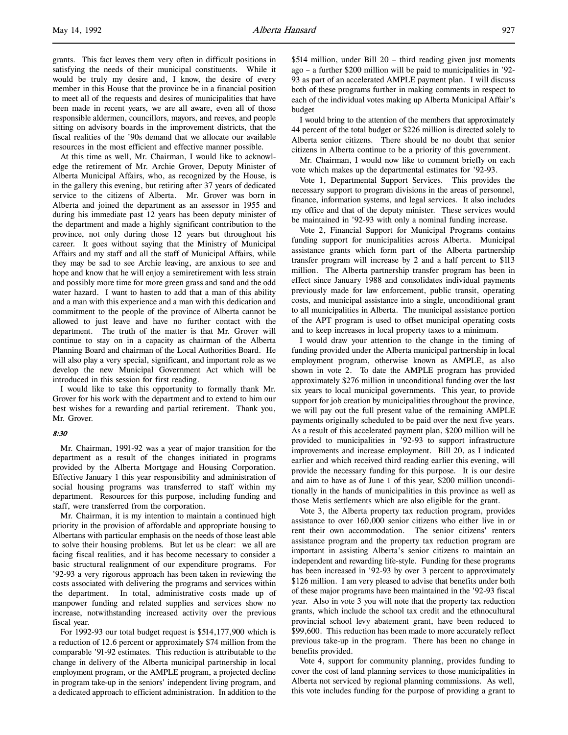grants. This fact leaves them very often in difficult positions in satisfying the needs of their municipal constituents. While it would be truly my desire and, I know, the desire of every member in this House that the province be in a financial position to meet all of the requests and desires of municipalities that have been made in recent years, we are all aware, even all of those responsible aldermen, councillors, mayors, and reeves, and people sitting on advisory boards in the improvement districts, that the fiscal realities of the '90s demand that we allocate our available resources in the most efficient and effective manner possible.

At this time as well, Mr. Chairman, I would like to acknowledge the retirement of Mr. Archie Grover, Deputy Minister of Alberta Municipal Affairs, who, as recognized by the House, is in the gallery this evening, but retiring after 37 years of dedicated service to the citizens of Alberta. Mr. Grover was born in Alberta and joined the department as an assessor in 1955 and during his immediate past 12 years has been deputy minister of the department and made a highly significant contribution to the province, not only during those 12 years but throughout his career. It goes without saying that the Ministry of Municipal Affairs and my staff and all the staff of Municipal Affairs, while they may be sad to see Archie leaving, are anxious to see and hope and know that he will enjoy a semiretirement with less strain and possibly more time for more green grass and sand and the odd water hazard. I want to hasten to add that a man of this ability and a man with this experience and a man with this dedication and commitment to the people of the province of Alberta cannot be allowed to just leave and have no further contact with the department. The truth of the matter is that Mr. Grover will continue to stay on in a capacity as chairman of the Alberta Planning Board and chairman of the Local Authorities Board. He will also play a very special, significant, and important role as we develop the new Municipal Government Act which will be introduced in this session for first reading.

I would like to take this opportunity to formally thank Mr. Grover for his work with the department and to extend to him our best wishes for a rewarding and partial retirement. Thank you, Mr. Grover.

*8:30*

Mr. Chairman, 1991-92 was a year of major transition for the department as a result of the changes initiated in programs provided by the Alberta Mortgage and Housing Corporation. Effective January 1 this year responsibility and administration of social housing programs was transferred to staff within my department. Resources for this purpose, including funding and staff, were transferred from the corporation.

Mr. Chairman, it is my intention to maintain a continued high priority in the provision of affordable and appropriate housing to Albertans with particular emphasis on the needs of those least able to solve their housing problems. But let us be clear: we all are facing fiscal realities, and it has become necessary to consider a basic structural realignment of our expenditure programs. For '92-93 a very rigorous approach has been taken in reviewing the costs associated with delivering the programs and services within the department. In total, administrative costs made up of manpower funding and related supplies and services show no increase, notwithstanding increased activity over the previous fiscal year.

For 1992-93 our total budget request is $514,177,900 which is a reduction of 12.6 percent or approximately $74 million from the comparable '91-92 estimates. This reduction is attributable to the change in delivery of the Alberta municipal partnership in local employment program, or the AMPLE program, a projected decline in program take-up in the seniors' independent living program, and a dedicated approach to efficient administration. In addition to the $514 million, under Bill 20 – third reading given just moments ago – a further $200 million will be paid to municipalities in '92-93 as part of an accelerated AMPLE payment plan. I will discuss both of these programs further in making comments in respect to each of the individual votes making up Alberta Municipal Affair's budget

I would bring to the attention of the members that approximately 44 percent of the total budget or $226 million is directed solely to Alberta senior citizens. There should be no doubt that senior citizens in Alberta continue to be a priority of this government.

Mr. Chairman, I would now like to comment briefly on each vote which makes up the departmental estimates for '92-93.

Vote 1, Departmental Support Services. This provides the necessary support to program divisions in the areas of personnel, finance, information systems, and legal services. It also includes my office and that of the deputy minister. These services would be maintained in '92-93 with only a nominal funding increase.

Vote 2, Financial Support for Municipal Programs contains funding support for municipalities across Alberta. Municipal assistance grants which form part of the Alberta partnership transfer program will increase by 2 and a half percent to $113 million. The Alberta partnership transfer program has been in effect since January 1988 and consolidates individual payments previously made for law enforcement, public transit, operating costs, and municipal assistance into a single, unconditional grant to all municipalities in Alberta. The municipal assistance portion of the APT program is used to offset municipal operating costs and to keep increases in local property taxes to a minimum.

I would draw your attention to the change in the timing of funding provided under the Alberta municipal partnership in local employment program, otherwise known as AMPLE, as also shown in vote 2. To date the AMPLE program has provided approximately $276 million in unconditional funding over the last six years to local municipal governments. This year, to provide support for job creation by municipalities throughout the province, we will pay out the full present value of the remaining AMPLE payments originally scheduled to be paid over the next five years. As a result of this accelerated payment plan, $200 million will be provided to municipalities in '92-93 to support infrastructure improvements and increase employment. Bill 20, as I indicated earlier and which received third reading earlier this evening, will provide the necessary funding for this purpose. It is our desire and aim to have as of June 1 of this year, $200 million unconditionally in the hands of municipalities in this province as well as those Metis settlements which are also eligible for the grant.

Vote 3, the Alberta property tax reduction program, provides assistance to over 160,000 senior citizens who either live in or rent their own accommodation. The senior citizens' renters assistance program and the property tax reduction program are important in assisting Alberta's senior citizens to maintain an independent and rewarding life-style. Funding for these programs has been increased in '92-93 by over 3 percent to approximately $126 million. I am very pleased to advise that benefits under both of these major programs have been maintained in the '92-93 fiscal year. Also in vote 3 you will note that the property tax reduction grants, which include the school tax credit and the ethnocultural provincial school levy abatement grant, have been reduced to $99,600. This reduction has been made to more accurately reflect previous take-up in the program. There has been no change in benefits provided.

Vote 4, support for community planning, provides funding to cover the cost of land planning services to those municipalities in Alberta not serviced by regional planning commissions. As well, this vote includes funding for the purpose of providing a grant to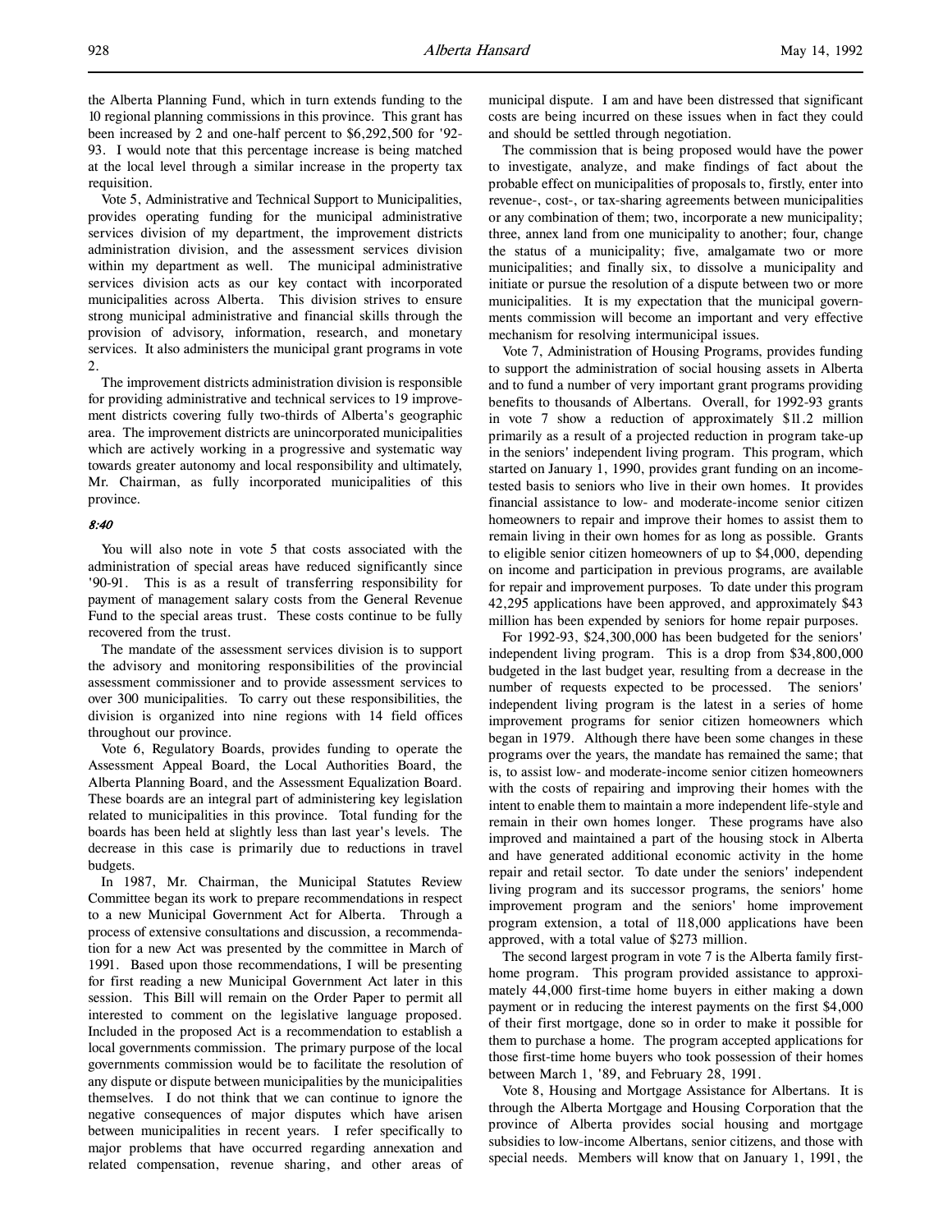the Alberta Planning Fund, which in turn extends funding to the 10 regional planning commissions in this province. This grant has been increased by 2 and one-half percent to $6,292,500 for '92-93. I would note that this percentage increase is being matched at the local level through a similar increase in the property tax requisition.

Vote 5, Administrative and Technical Support to Municipalities, provides operating funding for the municipal administrative services division of my department, the improvement districts administration division, and the assessment services division within my department as well. The municipal administrative services division acts as our key contact with incorporated municipalities across Alberta. This division strives to ensure strong municipal administrative and financial skills through the provision of advisory, information, research, and monetary services. It also administers the municipal grant programs in vote 2.

The improvement districts administration division is responsible for providing administrative and technical services to 19 improvement districts covering fully two-thirds of Alberta's geographic area. The improvement districts are unincorporated municipalities which are actively working in a progressive and systematic way towards greater autonomy and local responsibility and ultimately, Mr. Chairman, as fully incorporated municipalities of this province.

*8:40*

You will also note in vote 5 that costs associated with the administration of special areas have reduced significantly since '90-91. This is as a result of transferring responsibility for payment of management salary costs from the General Revenue Fund to the special areas trust. These costs continue to be fully recovered from the trust.

The mandate of the assessment services division is to support the advisory and monitoring responsibilities of the provincial assessment commissioner and to provide assessment services to over 300 municipalities. To carry out these responsibilities, the division is organized into nine regions with 14 field offices throughout our province.

Vote 6, Regulatory Boards, provides funding to operate the Assessment Appeal Board, the Local Authorities Board, the Alberta Planning Board, and the Assessment Equalization Board. These boards are an integral part of administering key legislation related to municipalities in this province. Total funding for the boards has been held at slightly less than last year's levels. The decrease in this case is primarily due to reductions in travel budgets.

In 1987, Mr. Chairman, the Municipal Statutes Review Committee began its work to prepare recommendations in respect to a new Municipal Government Act for Alberta. Through a process of extensive consultations and discussion, a recommendation for a new Act was presented by the committee in March of 1991. Based upon those recommendations, I will be presenting for first reading a new Municipal Government Act later in this session. This Bill will remain on the Order Paper to permit all interested to comment on the legislative language proposed. Included in the proposed Act is a recommendation to establish a local governments commission. The primary purpose of the local governments commission would be to facilitate the resolution of any dispute or dispute between municipalities by the municipalities themselves. I do not think that we can continue to ignore the negative consequences of major disputes which have arisen between municipalities in recent years. I refer specifically to major problems that have occurred regarding annexation and related compensation, revenue sharing, and other areas of municipal dispute. I am and have been distressed that significant costs are being incurred on these issues when in fact they could and should be settled through negotiation.

The commission that is being proposed would have the power to investigate, analyze, and make findings of fact about the probable effect on municipalities of proposals to, firstly, enter into revenue-, cost-, or tax-sharing agreements between municipalities or any combination of them; two, incorporate a new municipality; three, annex land from one municipality to another; four, change the status of a municipality; five, amalgamate two or more municipalities; and finally six, to dissolve a municipality and initiate or pursue the resolution of a dispute between two or more municipalities. It is my expectation that the municipal governments commission will become an important and very effective mechanism for resolving intermunicipal issues.

Vote 7, Administration of Housing Programs, provides funding to support the administration of social housing assets in Alberta and to fund a number of very important grant programs providing benefits to thousands of Albertans. Overall, for 1992-93 grants in vote 7 show a reduction of approximately $11.2 million primarily as a result of a projected reduction in program take-up in the seniors' independent living program. This program, which started on January 1, 1990, provides grant funding on an income-tested basis to seniors who live in their own homes. It provides financial assistance to low- and moderate-income senior citizen homeowners to repair and improve their homes to assist them to remain living in their own homes for as long as possible. Grants to eligible senior citizen homeowners of up to $4,000, depending on income and participation in previous programs, are available for repair and improvement purposes. To date under this program 42,295 applications have been approved, and approximately $43 million has been expended by seniors for home repair purposes.

For 1992-93, $24,300,000 has been budgeted for the seniors' independent living program. This is a drop from $34,800,000 budgeted in the last budget year, resulting from a decrease in the number of requests expected to be processed. The seniors' independent living program is the latest in a series of home improvement programs for senior citizen homeowners which began in 1979. Although there have been some changes in these programs over the years, the mandate has remained the same; that is, to assist low- and moderate-income senior citizen homeowners with the costs of repairing and improving their homes with the intent to enable them to maintain a more independent life-style and remain in their own homes longer. These programs have also improved and maintained a part of the housing stock in Alberta and have generated additional economic activity in the home repair and retail sector. To date under the seniors' independent living program and its successor programs, the seniors' home improvement program and the seniors' home improvement program extension, a total of 118,000 applications have been approved, with a total value of $273 million.

The second largest program in vote 7 is the Alberta family first-home program. This program provided assistance to approximately 44,000 first-time home buyers in either making a down payment or in reducing the interest payments on the first $4,000 of their first mortgage, done so in order to make it possible for them to purchase a home. The program accepted applications for those first-time home buyers who took possession of their homes between March 1, '89, and February 28, 1991.

Vote 8, Housing and Mortgage Assistance for Albertans. It is through the Alberta Mortgage and Housing Corporation that the province of Alberta provides social housing and mortgage subsidies to low-income Albertans, senior citizens, and those with special needs. Members will know that on January 1, 1991, the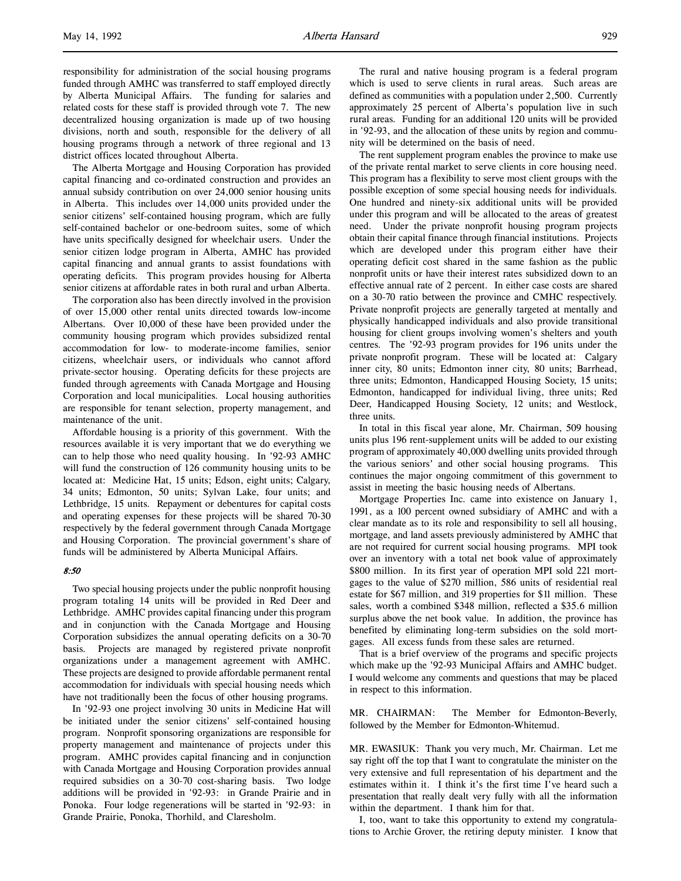responsibility for administration of the social housing programs funded through AMHC was transferred to staff employed directly by Alberta Municipal Affairs. The funding for salaries and related costs for these staff is provided through vote 7. The new decentralized housing organization is made up of two housing divisions, north and south, responsible for the delivery of all housing programs through a network of three regional and 13 district offices located throughout Alberta.

The Alberta Mortgage and Housing Corporation has provided capital financing and co-ordinated construction and provides an annual subsidy contribution on over 24,000 senior housing units in Alberta. This includes over 14,000 units provided under the senior citizens' self-contained housing program, which are fully self-contained bachelor or one-bedroom suites, some of which have units specifically designed for wheelchair users. Under the senior citizen lodge program in Alberta, AMHC has provided capital financing and annual grants to assist foundations with operating deficits. This program provides housing for Alberta senior citizens at affordable rates in both rural and urban Alberta.

The corporation also has been directly involved in the provision of over 15,000 other rental units directed towards low-income Albertans. Over 10,000 of these have been provided under the community housing program which provides subsidized rental accommodation for low- to moderate-income families, senior citizens, wheelchair users, or individuals who cannot afford private-sector housing. Operating deficits for these projects are funded through agreements with Canada Mortgage and Housing Corporation and local municipalities. Local housing authorities are responsible for tenant selection, property management, and maintenance of the unit.

Affordable housing is a priority of this government. With the resources available it is very important that we do everything we can to help those who need quality housing. In '92-93 AMHC will fund the construction of 126 community housing units to be located at: Medicine Hat, 15 units; Edson, eight units; Calgary, 34 units; Edmonton, 50 units; Sylvan Lake, four units; and Lethbridge, 15 units. Repayment or debentures for capital costs and operating expenses for these projects will be shared 70-30 respectively by the federal government through Canada Mortgage and Housing Corporation. The provincial government's share of funds will be administered by Alberta Municipal Affairs.

*8:50*

Two special housing projects under the public nonprofit housing program totaling 14 units will be provided in Red Deer and Lethbridge. AMHC provides capital financing under this program and in conjunction with the Canada Mortgage and Housing Corporation subsidizes the annual operating deficits on a 30-70 basis. Projects are managed by registered private nonprofit organizations under a management agreement with AMHC. These projects are designed to provide affordable permanent rental accommodation for individuals with special housing needs which have not traditionally been the focus of other housing programs.

In '92-93 one project involving 30 units in Medicine Hat will be initiated under the senior citizens' self-contained housing program. Nonprofit sponsoring organizations are responsible for property management and maintenance of projects under this program. AMHC provides capital financing and in conjunction with Canada Mortgage and Housing Corporation provides annual required subsidies on a 30-70 cost-sharing basis. Two lodge additions will be provided in '92-93: in Grande Prairie and in Ponoka. Four lodge regenerations will be started in '92-93: in Grande Prairie, Ponoka, Thorhild, and Claresholm.

The rural and native housing program is a federal program which is used to serve clients in rural areas. Such areas are defined as communities with a population under 2,500. Currently approximately 25 percent of Alberta's population live in such rural areas. Funding for an additional 120 units will be provided in '92-93, and the allocation of these units by region and community will be determined on the basis of need.

The rent supplement program enables the province to make use of the private rental market to serve clients in core housing need. This program has a flexibility to serve most client groups with the possible exception of some special housing needs for individuals. One hundred and ninety-six additional units will be provided under this program and will be allocated to the areas of greatest need. Under the private nonprofit housing program projects obtain their capital finance through financial institutions. Projects which are developed under this program either have their operating deficit cost shared in the same fashion as the public nonprofit units or have their interest rates subsidized down to an effective annual rate of 2 percent. In either case costs are shared on a 30-70 ratio between the province and CMHC respectively. Private nonprofit projects are generally targeted at mentally and physically handicapped individuals and also provide transitional housing for client groups involving women's shelters and youth centres. The '92-93 program provides for 196 units under the private nonprofit program. These will be located at: Calgary inner city, 80 units; Edmonton inner city, 80 units; Barrhead, three units; Edmonton, Handicapped Housing Society, 15 units; Edmonton, handicapped for individual living, three units; Red Deer, Handicapped Housing Society, 12 units; and Westlock, three units.

In total in this fiscal year alone, Mr. Chairman, 509 housing units plus 196 rent-supplement units will be added to our existing program of approximately 40,000 dwelling units provided through the various seniors' and other social housing programs. This continues the major ongoing commitment of this government to assist in meeting the basic housing needs of Albertans.

Mortgage Properties Inc. came into existence on January 1, 1991, as a 100 percent owned subsidiary of AMHC and with a clear mandate as to its role and responsibility to sell all housing, mortgage, and land assets previously administered by AMHC that are not required for current social housing programs. MPI took over an inventory with a total net book value of approximately $800 million. In its first year of operation MPI sold 221 mortgages to the value of $270 million, 586 units of residential real estate for $67 million, and 319 properties for $11 million. These sales, worth a combined $348 million, reflected a $35.6 million surplus above the net book value. In addition, the province has benefited by eliminating long-term subsidies on the sold mortgages. All excess funds from these sales are returned.

That is a brief overview of the programs and specific projects which make up the '92-93 Municipal Affairs and AMHC budget. I would welcome any comments and questions that may be placed in respect to this information.

MR. CHAIRMAN: The Member for Edmonton-Beverly, followed by the Member for Edmonton-Whitemud.

MR. EWASIUK: Thank you very much, Mr. Chairman. Let me say right off the top that I want to congratulate the minister on the very extensive and full representation of his department and the estimates within it. I think it's the first time I've heard such a presentation that really dealt very fully with all the information within the department. I thank him for that.

I, too, want to take this opportunity to extend my congratulations to Archie Grover, the retiring deputy minister. I know that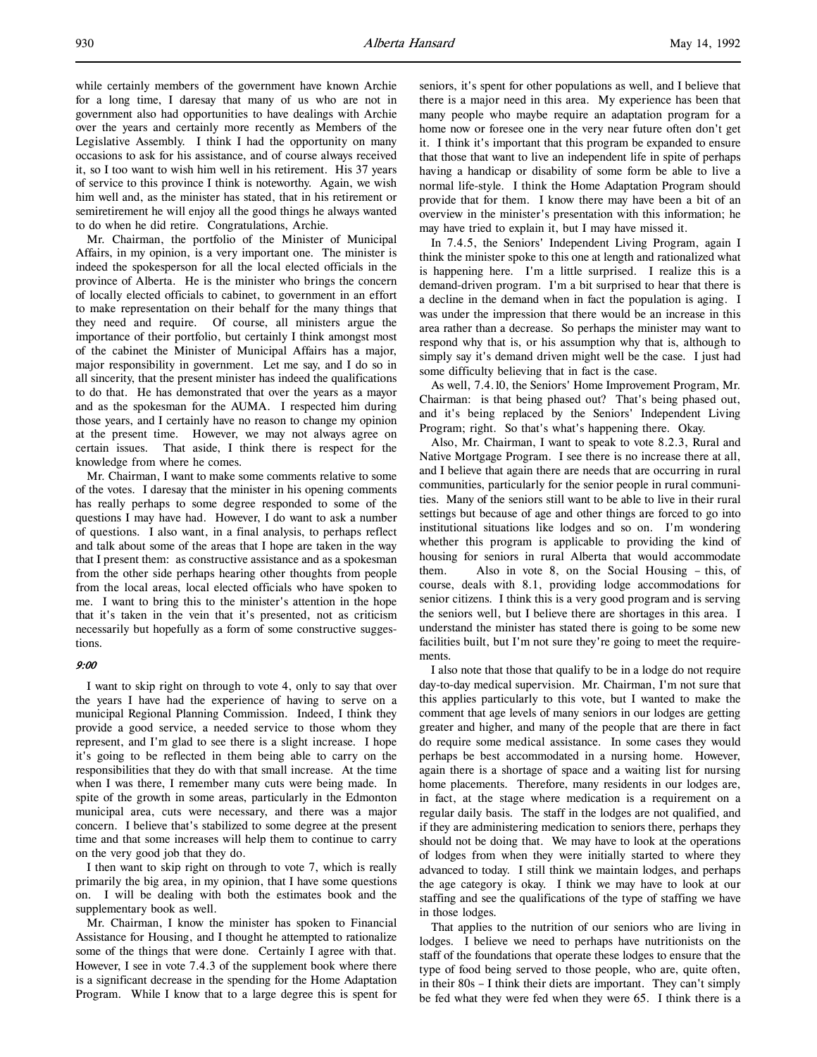while certainly members of the government have known Archie for a long time, I daresay that many of us who are not in government also had opportunities to have dealings with Archie over the years and certainly more recently as Members of the Legislative Assembly. I think I had the opportunity on many occasions to ask for his assistance, and of course always received it, so I too want to wish him well in his retirement. His 37 years of service to this province I think is noteworthy. Again, we wish him well and, as the minister has stated, that in his retirement or semiretirement he will enjoy all the good things he always wanted to do when he did retire. Congratulations, Archie.

Mr. Chairman, the portfolio of the Minister of Municipal Affairs, in my opinion, is a very important one. The minister is indeed the spokesperson for all the local elected officials in the province of Alberta. He is the minister who brings the concern of locally elected officials to cabinet, to government in an effort to make representation on their behalf for the many things that they need and require. Of course, all ministers argue the importance of their portfolio, but certainly I think amongst most of the cabinet the Minister of Municipal Affairs has a major, major responsibility in government. Let me say, and I do so in all sincerity, that the present minister has indeed the qualifications to do that. He has demonstrated that over the years as a mayor and as the spokesman for the AUMA. I respected him during those years, and I certainly have no reason to change my opinion at the present time. However, we may not always agree on certain issues. That aside, I think there is respect for the knowledge from where he comes.

Mr. Chairman, I want to make some comments relative to some of the votes. I daresay that the minister in his opening comments has really perhaps to some degree responded to some of the questions I may have had. However, I do want to ask a number of questions. I also want, in a final analysis, to perhaps reflect and talk about some of the areas that I hope are taken in the way that I present them: as constructive assistance and as a spokesman from the other side perhaps hearing other thoughts from people from the local areas, local elected officials who have spoken to me. I want to bring this to the minister's attention in the hope that it's taken in the vein that it's presented, not as criticism necessarily but hopefully as a form of some constructive suggestions.

*9:00*

I want to skip right on through to vote 4, only to say that over the years I have had the experience of having to serve on a municipal Regional Planning Commission. Indeed, I think they provide a good service, a needed service to those whom they represent, and I'm glad to see there is a slight increase. I hope it's going to be reflected in them being able to carry on the responsibilities that they do with that small increase. At the time when I was there, I remember many cuts were being made. In spite of the growth in some areas, particularly in the Edmonton municipal area, cuts were necessary, and there was a major concern. I believe that's stabilized to some degree at the present time and that some increases will help them to continue to carry on the very good job that they do.

I then want to skip right on through to vote 7, which is really primarily the big area, in my opinion, that I have some questions on. I will be dealing with both the estimates book and the supplementary book as well.

Mr. Chairman, I know the minister has spoken to Financial Assistance for Housing, and I thought he attempted to rationalize some of the things that were done. Certainly I agree with that. However, I see in vote 7.4.3 of the supplement book where there is a significant decrease in the spending for the Home Adaptation Program. While I know that to a large degree this is spent for seniors, it's spent for other populations as well, and I believe that there is a major need in this area. My experience has been that many people who maybe require an adaptation program for a home now or foresee one in the very near future often don't get it. I think it's important that this program be expanded to ensure that those that want to live an independent life in spite of perhaps having a handicap or disability of some form be able to live a normal life-style. I think the Home Adaptation Program should provide that for them. I know there may have been a bit of an overview in the minister's presentation with this information; he may have tried to explain it, but I may have missed it.

In 7.4.5, the Seniors' Independent Living Program, again I think the minister spoke to this one at length and rationalized what is happening here. I'm a little surprised. I realize this is a demand-driven program. I'm a bit surprised to hear that there is a decline in the demand when in fact the population is aging. I was under the impression that there would be an increase in this area rather than a decrease. So perhaps the minister may want to respond why that is, or his assumption why that is, although to simply say it's demand driven might well be the case. I just had some difficulty believing that in fact is the case.

As well, 7.4.10, the Seniors' Home Improvement Program, Mr. Chairman: is that being phased out? That's being phased out, and it's being replaced by the Seniors' Independent Living Program; right. So that's what's happening there. Okay.

Also, Mr. Chairman, I want to speak to vote 8.2.3, Rural and Native Mortgage Program. I see there is no increase there at all, and I believe that again there are needs that are occurring in rural communities, particularly for the senior people in rural communities. Many of the seniors still want to be able to live in their rural settings but because of age and other things are forced to go into institutional situations like lodges and so on. I'm wondering whether this program is applicable to providing the kind of housing for seniors in rural Alberta that would accommodate them. Also in vote 8, on the Social Housing – this, of course, deals with 8.1, providing lodge accommodations for senior citizens. I think this is a very good program and is serving the seniors well, but I believe there are shortages in this area. I understand the minister has stated there is going to be some new facilities built, but I'm not sure they're going to meet the requirements.

I also note that those that qualify to be in a lodge do not require day-to-day medical supervision. Mr. Chairman, I'm not sure that this applies particularly to this vote, but I wanted to make the comment that age levels of many seniors in our lodges are getting greater and higher, and many of the people that are there in fact do require some medical assistance. In some cases they would perhaps be best accommodated in a nursing home. However, again there is a shortage of space and a waiting list for nursing home placements. Therefore, many residents in our lodges are, in fact, at the stage where medication is a requirement on a regular daily basis. The staff in the lodges are not qualified, and if they are administering medication to seniors there, perhaps they should not be doing that. We may have to look at the operations of lodges from when they were initially started to where they advanced to today. I still think we maintain lodges, and perhaps the age category is okay. I think we may have to look at our staffing and see the qualifications of the type of staffing we have in those lodges.

That applies to the nutrition of our seniors who are living in lodges. I believe we need to perhaps have nutritionists on the staff of the foundations that operate these lodges to ensure that the type of food being served to those people, who are, quite often, in their 80s – I think their diets are important. They can't simply be fed what they were fed when they were 65. I think there is a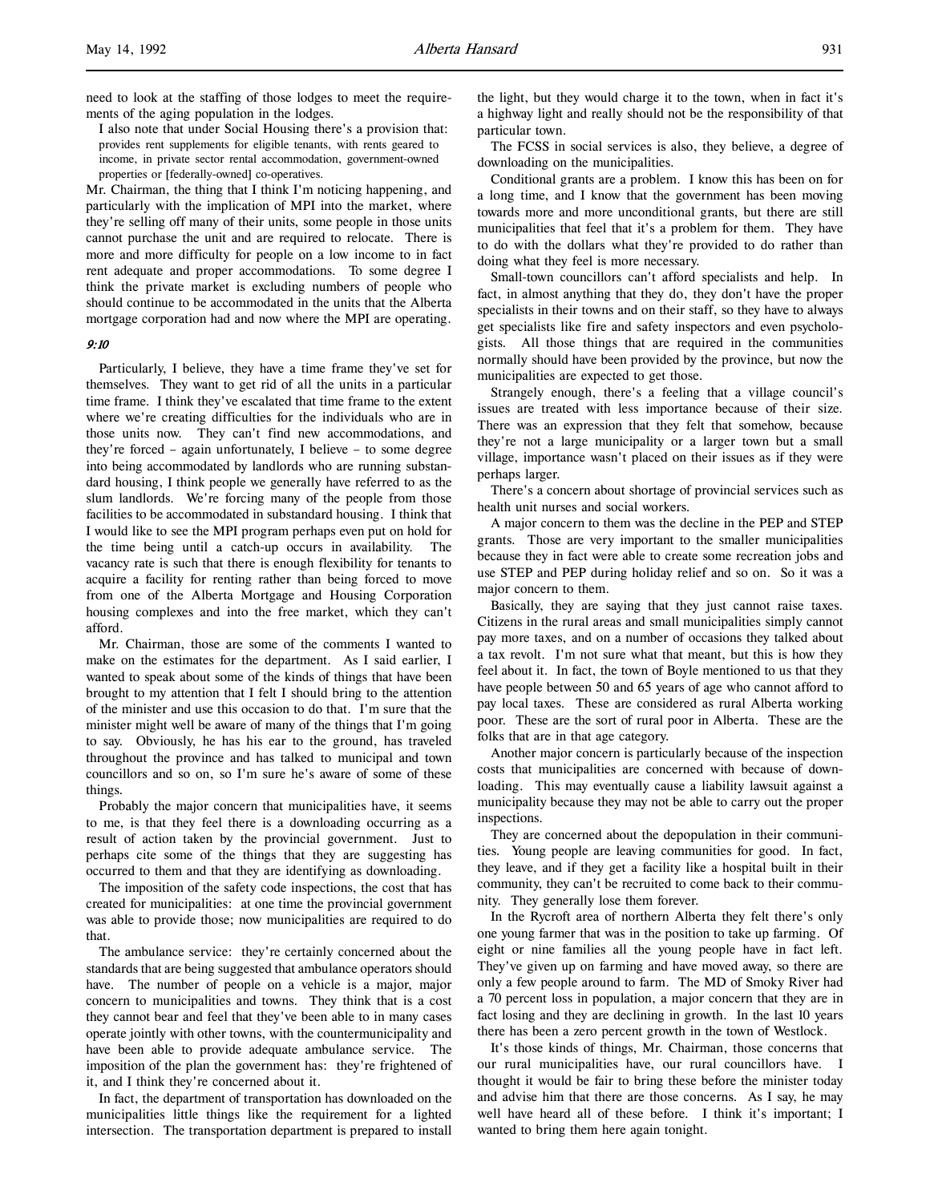need to look at the staffing of those lodges to meet the requirements of the aging population in the lodges.

I also note that under Social Housing there's a provision that:

> provides rent supplements for eligible tenants, with rents geared to income, in private sector rental accommodation, government-owned properties or [federally-owned] co-operatives.

Mr. Chairman, the thing that I think I'm noticing happening, and particularly with the implication of MPI into the market, where they're selling off many of their units, some people in those units cannot purchase the unit and are required to relocate. There is more and more difficulty for people on a low income to in fact rent adequate and proper accommodations. To some degree I think the private market is excluding numbers of people who should continue to be accommodated in the units that the Alberta mortgage corporation had and now where the MPI are operating.

*9:10*

Particularly, I believe, they have a time frame they've set for themselves. They want to get rid of all the units in a particular time frame. I think they've escalated that time frame to the extent where we're creating difficulties for the individuals who are in those units now. They can't find new accommodations, and they're forced – again unfortunately, I believe – to some degree into being accommodated by landlords who are running substandard housing, I think people we generally have referred to as the slum landlords. We're forcing many of the people from those facilities to be accommodated in substandard housing. I think that I would like to see the MPI program perhaps even put on hold for the time being until a catch-up occurs in availability. The vacancy rate is such that there is enough flexibility for tenants to acquire a facility for renting rather than being forced to move from one of the Alberta Mortgage and Housing Corporation housing complexes and into the free market, which they can't afford.

Mr. Chairman, those are some of the comments I wanted to make on the estimates for the department. As I said earlier, I wanted to speak about some of the kinds of things that have been brought to my attention that I felt I should bring to the attention of the minister and use this occasion to do that. I'm sure that the minister might well be aware of many of the things that I'm going to say. Obviously, he has his ear to the ground, has traveled throughout the province and has talked to municipal and town councillors and so on, so I'm sure he's aware of some of these things.

Probably the major concern that municipalities have, it seems to me, is that they feel there is a downloading occurring as a result of action taken by the provincial government. Just to perhaps cite some of the things that they are suggesting has occurred to them and that they are identifying as downloading.

The imposition of the safety code inspections, the cost that has created for municipalities: at one time the provincial government was able to provide those; now municipalities are required to do that.

The ambulance service: they're certainly concerned about the standards that are being suggested that ambulance operators should have. The number of people on a vehicle is a major, major concern to municipalities and towns. They think that is a cost they cannot bear and feel that they've been able to in many cases operate jointly with other towns, with the countermunicipality and have been able to provide adequate ambulance service. The imposition of the plan the government has: they're frightened of it, and I think they're concerned about it.

In fact, the department of transportation has downloaded on the municipalities little things like the requirement for a lighted intersection. The transportation department is prepared to install the light, but they would charge it to the town, when in fact it's a highway light and really should not be the responsibility of that particular town.

The FCSS in social services is also, they believe, a degree of downloading on the municipalities.

Conditional grants are a problem. I know this has been on for a long time, and I know that the government has been moving towards more and more unconditional grants, but there are still municipalities that feel that it's a problem for them. They have to do with the dollars what they're provided to do rather than doing what they feel is more necessary.

Small-town councillors can't afford specialists and help. In fact, in almost anything that they do, they don't have the proper specialists in their towns and on their staff, so they have to always get specialists like fire and safety inspectors and even psychologists. All those things that are required in the communities normally should have been provided by the province, but now the municipalities are expected to get those.

Strangely enough, there's a feeling that a village council's issues are treated with less importance because of their size. There was an expression that they felt that somehow, because they're not a large municipality or a larger town but a small village, importance wasn't placed on their issues as if they were perhaps larger.

There's a concern about shortage of provincial services such as health unit nurses and social workers.

A major concern to them was the decline in the PEP and STEP grants. Those are very important to the smaller municipalities because they in fact were able to create some recreation jobs and use STEP and PEP during holiday relief and so on. So it was a major concern to them.

Basically, they are saying that they just cannot raise taxes. Citizens in the rural areas and small municipalities simply cannot pay more taxes, and on a number of occasions they talked about a tax revolt. I'm not sure what that meant, but this is how they feel about it. In fact, the town of Boyle mentioned to us that they have people between 50 and 65 years of age who cannot afford to pay local taxes. These are considered as rural Alberta working poor. These are the sort of rural poor in Alberta. These are the folks that are in that age category.

Another major concern is particularly because of the inspection costs that municipalities are concerned with because of downloading. This may eventually cause a liability lawsuit against a municipality because they may not be able to carry out the proper inspections.

They are concerned about the depopulation in their communities. Young people are leaving communities for good. In fact, they leave, and if they get a facility like a hospital built in their community, they can't be recruited to come back to their community. They generally lose them forever.

In the Rycroft area of northern Alberta they felt there's only one young farmer that was in the position to take up farming. Of eight or nine families all the young people have in fact left. They've given up on farming and have moved away, so there are only a few people around to farm. The MD of Smoky River had a 70 percent loss in population, a major concern that they are in fact losing and they are declining in growth. In the last 10 years there has been a zero percent growth in the town of Westlock.

It's those kinds of things, Mr. Chairman, those concerns that our rural municipalities have, our rural councillors have. I thought it would be fair to bring these before the minister today and advise him that there are those concerns. As I say, he may well have heard all of these before. I think it's important; I wanted to bring them here again tonight.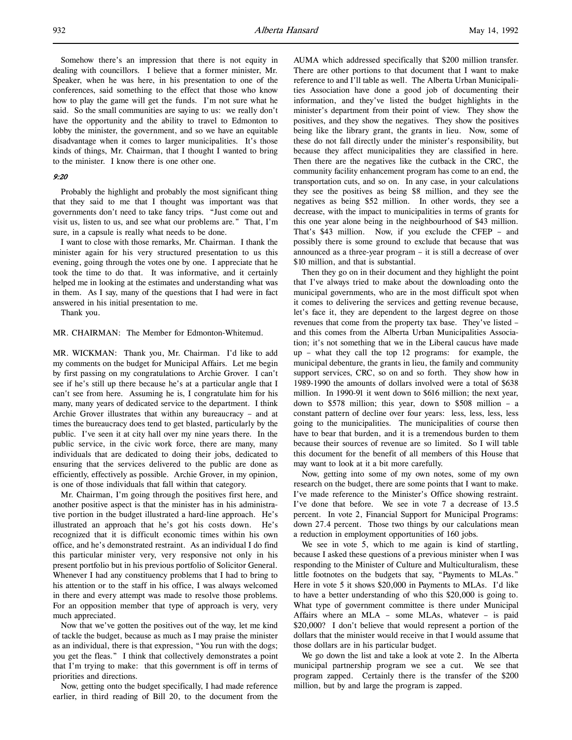Somehow there's an impression that there is not equity in dealing with councillors. I believe that a former minister, Mr. Speaker, when he was here, in his presentation to one of the conferences, said something to the effect that those who know how to play the game will get the funds. I'm not sure what he said. So the small communities are saying to us: we really don't have the opportunity and the ability to travel to Edmonton to lobby the minister, the government, and so we have an equitable disadvantage when it comes to larger municipalities. It's those kinds of things, Mr. Chairman, that I thought I wanted to bring to the minister. I know there is one other one.

*9:20*

Probably the highlight and probably the most significant thing that they said to me that I thought was important was that governments don't need to take fancy trips. "Just come out and visit us, listen to us, and see what our problems are." That, I'm sure, in a capsule is really what needs to be done.

I want to close with those remarks, Mr. Chairman. I thank the minister again for his very structured presentation to us this evening, going through the votes one by one. I appreciate that he took the time to do that. It was informative, and it certainly helped me in looking at the estimates and understanding what was in them. As I say, many of the questions that I had were in fact answered in his initial presentation to me.

Thank you.

MR. CHAIRMAN: The Member for Edmonton-Whitemud.

MR. WICKMAN: Thank you, Mr. Chairman. I'd like to add my comments on the budget for Municipal Affairs. Let me begin by first passing on my congratulations to Archie Grover. I can't see if he's still up there because he's at a particular angle that I can't see from here. Assuming he is, I congratulate him for his many, many years of dedicated service to the department. I think Archie Grover illustrates that within any bureaucracy – and at times the bureaucracy does tend to get blasted, particularly by the public. I've seen it at city hall over my nine years there. In the public service, in the civic work force, there are many, many individuals that are dedicated to doing their jobs, dedicated to ensuring that the services delivered to the public are done as efficiently, effectively as possible. Archie Grover, in my opinion, is one of those individuals that fall within that category.

Mr. Chairman, I'm going through the positives first here, and another positive aspect is that the minister has in his administrative portion in the budget illustrated a hard-line approach. He's illustrated an approach that he's got his costs down. He's recognized that it is difficult economic times within his own office, and he's demonstrated restraint. As an individual I do find this particular minister very, very responsive not only in his present portfolio but in his previous portfolio of Solicitor General. Whenever I had any constituency problems that I had to bring to his attention or to the staff in his office, I was always welcomed in there and every attempt was made to resolve those problems. For an opposition member that type of approach is very, very much appreciated.

Now that we've gotten the positives out of the way, let me kind of tackle the budget, because as much as I may praise the minister as an individual, there is that expression, "You run with the dogs; you get the fleas." I think that collectively demonstrates a point that I'm trying to make: that this government is off in terms of priorities and directions.

Now, getting onto the budget specifically, I had made reference earlier, in third reading of Bill 20, to the document from the AUMA which addressed specifically that $200 million transfer. There are other portions to that document that I want to make reference to and I'll table as well. The Alberta Urban Municipalities Association have done a good job of documenting their information, and they've listed the budget highlights in the minister's department from their point of view. They show the positives, and they show the negatives. They show the positives being like the library grant, the grants in lieu. Now, some of these do not fall directly under the minister's responsibility, but because they affect municipalities they are classified in here. Then there are the negatives like the cutback in the CRC, the community facility enhancement program has come to an end, the transportation cuts, and so on. In any case, in your calculations they see the positives as being $8 million, and they see the negatives as being $52 million. In other words, they see a decrease, with the impact to municipalities in terms of grants for this one year alone being in the neighbourhood of $43 million. That's $43 million. Now, if you exclude the CFEP – and possibly there is some ground to exclude that because that was announced as a three-year program – it is still a decrease of over $10 million, and that is substantial.

Then they go on in their document and they highlight the point that I've always tried to make about the downloading onto the municipal governments, who are in the most difficult spot when it comes to delivering the services and getting revenue because, let's face it, they are dependent to the largest degree on those revenues that come from the property tax base. They've listed – and this comes from the Alberta Urban Municipalities Association; it's not something that we in the Liberal caucus have made up – what they call the top 12 programs: for example, the municipal debenture, the grants in lieu, the family and community support services, CRC, so on and so forth. They show how in 1989-1990 the amounts of dollars involved were a total of $638 million. In 1990-91 it went down to $616 million; the next year, down to $578 million; this year, down to $508 million – a constant pattern of decline over four years: less, less, less, less going to the municipalities. The municipalities of course then have to bear that burden, and it is a tremendous burden to them because their sources of revenue are so limited. So I will table this document for the benefit of all members of this House that may want to look at it a bit more carefully.

Now, getting into some of my own notes, some of my own research on the budget, there are some points that I want to make. I've made reference to the Minister's Office showing restraint. I've done that before. We see in vote 7 a decrease of 13.5 percent. In vote 2, Financial Support for Municipal Programs: down 27.4 percent. Those two things by our calculations mean a reduction in employment opportunities of 160 jobs.

We see in vote 5, which to me again is kind of startling, because I asked these questions of a previous minister when I was responding to the Minister of Culture and Multiculturalism, these little footnotes on the budgets that say, "Payments to MLAs." Here in vote 5 it shows $20,000 in Payments to MLAs. I'd like to have a better understanding of who this $20,000 is going to. What type of government committee is there under Municipal Affairs where an MLA – some MLAs, whatever – is paid $20,000? I don't believe that would represent a portion of the dollars that the minister would receive in that I would assume that those dollars are in his particular budget.

We go down the list and take a look at vote 2. In the Alberta municipal partnership program we see a cut. We see that program zapped. Certainly there is the transfer of the $200 million, but by and large the program is zapped.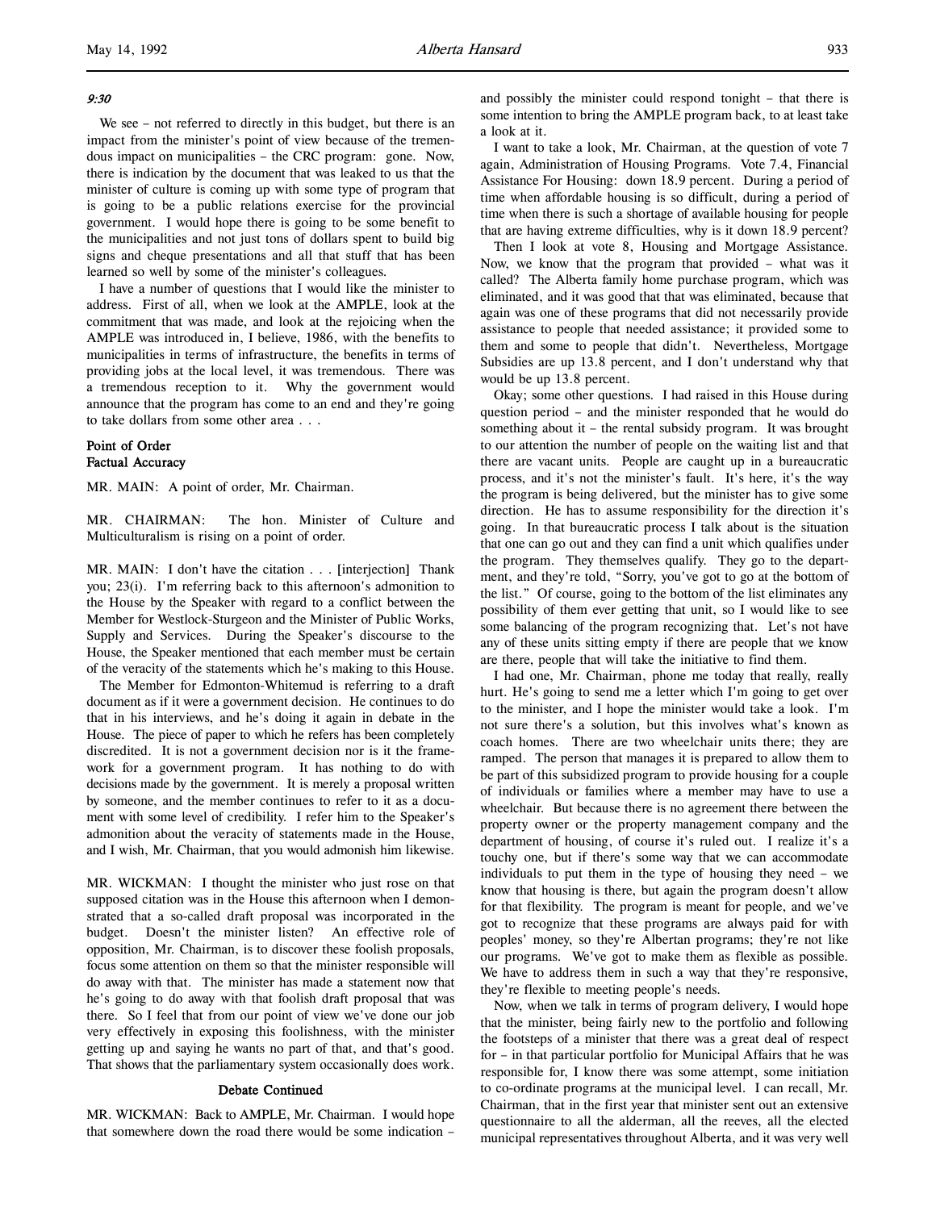*9:30*

We see – not referred to directly in this budget, but there is an impact from the minister's point of view because of the tremendous impact on municipalities – the CRC program: gone. Now, there is indication by the document that was leaked to us that the minister of culture is coming up with some type of program that is going to be a public relations exercise for the provincial government. I would hope there is going to be some benefit to the municipalities and not just tons of dollars spent to build big signs and cheque presentations and all that stuff that has been learned so well by some of the minister's colleagues.

I have a number of questions that I would like the minister to address. First of all, when we look at the AMPLE, look at the commitment that was made, and look at the rejoicing when the AMPLE was introduced in, I believe, 1986, with the benefits to municipalities in terms of infrastructure, the benefits in terms of providing jobs at the local level, it was tremendous. There was a tremendous reception to it. Why the government would announce that the program has come to an end and they're going to take dollars from some other area . . .

**Point of Order**
**Factual Accuracy**

MR. MAIN: A point of order, Mr. Chairman.

MR. CHAIRMAN: The hon. Minister of Culture and Multiculturalism is rising on a point of order.

MR. MAIN: I don't have the citation . . . [interjection] Thank you; 23(i). I'm referring back to this afternoon's admonition to the House by the Speaker with regard to a conflict between the Member for Westlock-Sturgeon and the Minister of Public Works, Supply and Services. During the Speaker's discourse to the House, the Speaker mentioned that each member must be certain of the veracity of the statements which he's making to this House.

The Member for Edmonton-Whitemud is referring to a draft document as if it were a government decision. He continues to do that in his interviews, and he's doing it again in debate in the House. The piece of paper to which he refers has been completely discredited. It is not a government decision nor is it the framework for a government program. It has nothing to do with decisions made by the government. It is merely a proposal written by someone, and the member continues to refer to it as a document with some level of credibility. I refer him to the Speaker's admonition about the veracity of statements made in the House, and I wish, Mr. Chairman, that you would admonish him likewise.

MR. WICKMAN: I thought the minister who just rose on that supposed citation was in the House this afternoon when I demonstrated that a so-called draft proposal was incorporated in the budget. Doesn't the minister listen? An effective role of opposition, Mr. Chairman, is to discover these foolish proposals, focus some attention on them so that the minister responsible will do away with that. The minister has made a statement now that he's going to do away with that foolish draft proposal that was there. So I feel that from our point of view we've done our job very effectively in exposing this foolishness, with the minister getting up and saying he wants no part of that, and that's good. That shows that the parliamentary system occasionally does work.

**Debate Continued**

MR. WICKMAN: Back to AMPLE, Mr. Chairman. I would hope that somewhere down the road there would be some indication – and possibly the minister could respond tonight – that there is some intention to bring the AMPLE program back, to at least take a look at it.

I want to take a look, Mr. Chairman, at the question of vote 7 again, Administration of Housing Programs. Vote 7.4, Financial Assistance For Housing: down 18.9 percent. During a period of time when affordable housing is so difficult, during a period of time when there is such a shortage of available housing for people that are having extreme difficulties, why is it down 18.9 percent?

Then I look at vote 8, Housing and Mortgage Assistance. Now, we know that the program that provided – what was it called? The Alberta family home purchase program, which was eliminated, and it was good that that was eliminated, because that again was one of these programs that did not necessarily provide assistance to people that needed assistance; it provided some to them and some to people that didn't. Nevertheless, Mortgage Subsidies are up 13.8 percent, and I don't understand why that would be up 13.8 percent.

Okay; some other questions. I had raised in this House during question period – and the minister responded that he would do something about it – the rental subsidy program. It was brought to our attention the number of people on the waiting list and that there are vacant units. People are caught up in a bureaucratic process, and it's not the minister's fault. It's here, it's the way the program is being delivered, but the minister has to give some direction. He has to assume responsibility for the direction it's going. In that bureaucratic process I talk about is the situation that one can go out and they can find a unit which qualifies under the program. They themselves qualify. They go to the department, and they're told, "Sorry, you've got to go at the bottom of the list." Of course, going to the bottom of the list eliminates any possibility of them ever getting that unit, so I would like to see some balancing of the program recognizing that. Let's not have any of these units sitting empty if there are people that we know are there, people that will take the initiative to find them.

I had one, Mr. Chairman, phone me today that really, really hurt. He's going to send me a letter which I'm going to get over to the minister, and I hope the minister would take a look. I'm not sure there's a solution, but this involves what's known as coach homes. There are two wheelchair units there; they are ramped. The person that manages it is prepared to allow them to be part of this subsidized program to provide housing for a couple of individuals or families where a member may have to use a wheelchair. But because there is no agreement there between the property owner or the property management company and the department of housing, of course it's ruled out. I realize it's a touchy one, but if there's some way that we can accommodate individuals to put them in the type of housing they need – we know that housing is there, but again the program doesn't allow for that flexibility. The program is meant for people, and we've got to recognize that these programs are always paid for with peoples' money, so they're Albertan programs; they're not like our programs. We've got to make them as flexible as possible. We have to address them in such a way that they're responsive, they're flexible to meeting people's needs.

Now, when we talk in terms of program delivery, I would hope that the minister, being fairly new to the portfolio and following the footsteps of a minister that there was a great deal of respect for – in that particular portfolio for Municipal Affairs that he was responsible for, I know there was some attempt, some initiation to co-ordinate programs at the municipal level. I can recall, Mr. Chairman, that in the first year that minister sent out an extensive questionnaire to all the alderman, all the reeves, all the elected municipal representatives throughout Alberta, and it was very well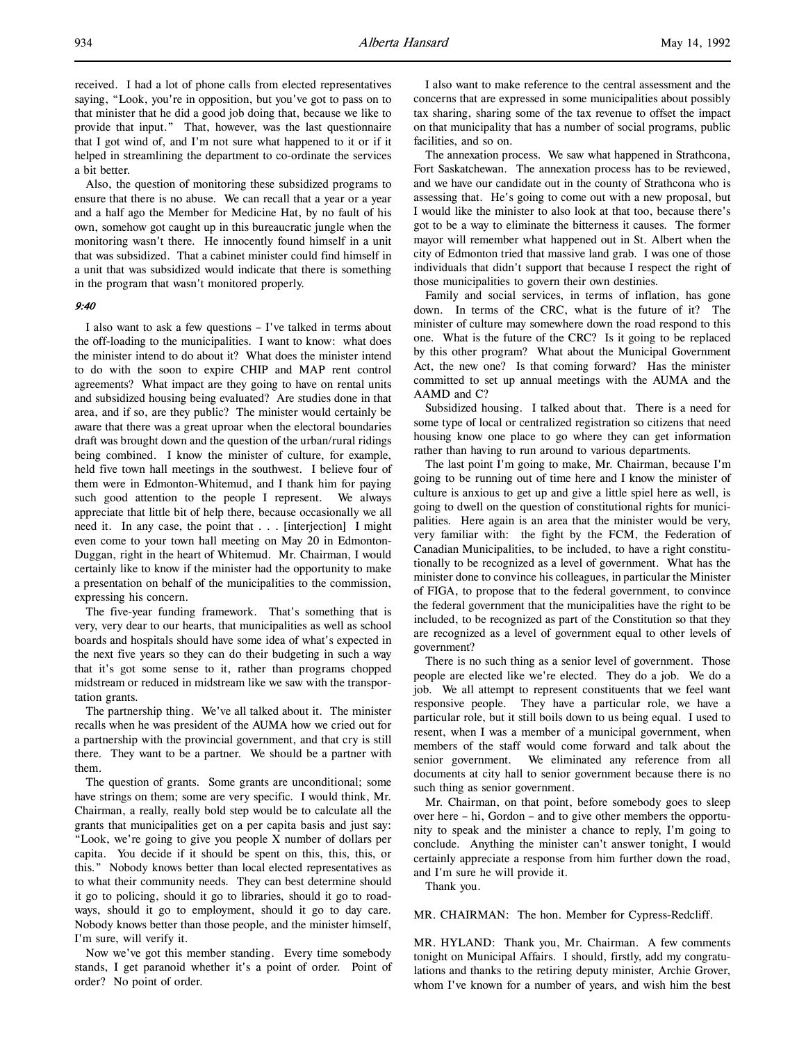received. I had a lot of phone calls from elected representatives saying, "Look, you're in opposition, but you've got to pass on to that minister that he did a good job doing that, because we like to provide that input." That, however, was the last questionnaire that I got wind of, and I'm not sure what happened to it or if it helped in streamlining the department to co-ordinate the services a bit better.

Also, the question of monitoring these subsidized programs to ensure that there is no abuse. We can recall that a year or a year and a half ago the Member for Medicine Hat, by no fault of his own, somehow got caught up in this bureaucratic jungle when the monitoring wasn't there. He innocently found himself in a unit that was subsidized. That a cabinet minister could find himself in a unit that was subsidized would indicate that there is something in the program that wasn't monitored properly.

*9:40*

I also want to ask a few questions – I've talked in terms about the off-loading to the municipalities. I want to know: what does the minister intend to do about it? What does the minister intend to do with the soon to expire CHIP and MAP rent control agreements? What impact are they going to have on rental units and subsidized housing being evaluated? Are studies done in that area, and if so, are they public? The minister would certainly be aware that there was a great uproar when the electoral boundaries draft was brought down and the question of the urban/rural ridings being combined. I know the minister of culture, for example, held five town hall meetings in the southwest. I believe four of them were in Edmonton-Whitemud, and I thank him for paying such good attention to the people I represent. We always appreciate that little bit of help there, because occasionally we all need it. In any case, the point that . . . [interjection] I might even come to your town hall meeting on May 20 in Edmonton-Duggan, right in the heart of Whitemud. Mr. Chairman, I would certainly like to know if the minister had the opportunity to make a presentation on behalf of the municipalities to the commission, expressing his concern.

The five-year funding framework. That's something that is very, very dear to our hearts, that municipalities as well as school boards and hospitals should have some idea of what's expected in the next five years so they can do their budgeting in such a way that it's got some sense to it, rather than programs chopped midstream or reduced in midstream like we saw with the transportation grants.

The partnership thing. We've all talked about it. The minister recalls when he was president of the AUMA how we cried out for a partnership with the provincial government, and that cry is still there. They want to be a partner. We should be a partner with them.

The question of grants. Some grants are unconditional; some have strings on them; some are very specific. I would think, Mr. Chairman, a really, really bold step would be to calculate all the grants that municipalities get on a per capita basis and just say: "Look, we're going to give you people X number of dollars per capita. You decide if it should be spent on this, this, this, or this." Nobody knows better than local elected representatives as to what their community needs. They can best determine should it go to policing, should it go to libraries, should it go to roadways, should it go to employment, should it go to day care. Nobody knows better than those people, and the minister himself, I'm sure, will verify it.

Now we've got this member standing. Every time somebody stands, I get paranoid whether it's a point of order. Point of order? No point of order.

I also want to make reference to the central assessment and the concerns that are expressed in some municipalities about possibly tax sharing, sharing some of the tax revenue to offset the impact on that municipality that has a number of social programs, public facilities, and so on.

The annexation process. We saw what happened in Strathcona, Fort Saskatchewan. The annexation process has to be reviewed, and we have our candidate out in the county of Strathcona who is assessing that. He's going to come out with a new proposal, but I would like the minister to also look at that too, because there's got to be a way to eliminate the bitterness it causes. The former mayor will remember what happened out in St. Albert when the city of Edmonton tried that massive land grab. I was one of those individuals that didn't support that because I respect the right of those municipalities to govern their own destinies.

Family and social services, in terms of inflation, has gone down. In terms of the CRC, what is the future of it? The minister of culture may somewhere down the road respond to this one. What is the future of the CRC? Is it going to be replaced by this other program? What about the Municipal Government Act, the new one? Is that coming forward? Has the minister committed to set up annual meetings with the AUMA and the AAMD and C?

Subsidized housing. I talked about that. There is a need for some type of local or centralized registration so citizens that need housing know one place to go where they can get information rather than having to run around to various departments.

The last point I'm going to make, Mr. Chairman, because I'm going to be running out of time here and I know the minister of culture is anxious to get up and give a little spiel here as well, is going to dwell on the question of constitutional rights for municipalities. Here again is an area that the minister would be very, very familiar with: the fight by the FCM, the Federation of Canadian Municipalities, to be included, to have a right constitutionally to be recognized as a level of government. What has the minister done to convince his colleagues, in particular the Minister of FIGA, to propose that to the federal government, to convince the federal government that the municipalities have the right to be included, to be recognized as part of the Constitution so that they are recognized as a level of government equal to other levels of government?

There is no such thing as a senior level of government. Those people are elected like we're elected. They do a job. We do a job. We all attempt to represent constituents that we feel want responsive people. They have a particular role, we have a particular role, but it still boils down to us being equal. I used to resent, when I was a member of a municipal government, when members of the staff would come forward and talk about the senior government. We eliminated any reference from all documents at city hall to senior government because there is no such thing as senior government.

Mr. Chairman, on that point, before somebody goes to sleep over here – hi, Gordon – and to give other members the opportunity to speak and the minister a chance to reply, I'm going to conclude. Anything the minister can't answer tonight, I would certainly appreciate a response from him further down the road, and I'm sure he will provide it.

Thank you.

MR. CHAIRMAN: The hon. Member for Cypress-Redcliff.

MR. HYLAND: Thank you, Mr. Chairman. A few comments tonight on Municipal Affairs. I should, firstly, add my congratulations and thanks to the retiring deputy minister, Archie Grover, whom I've known for a number of years, and wish him the best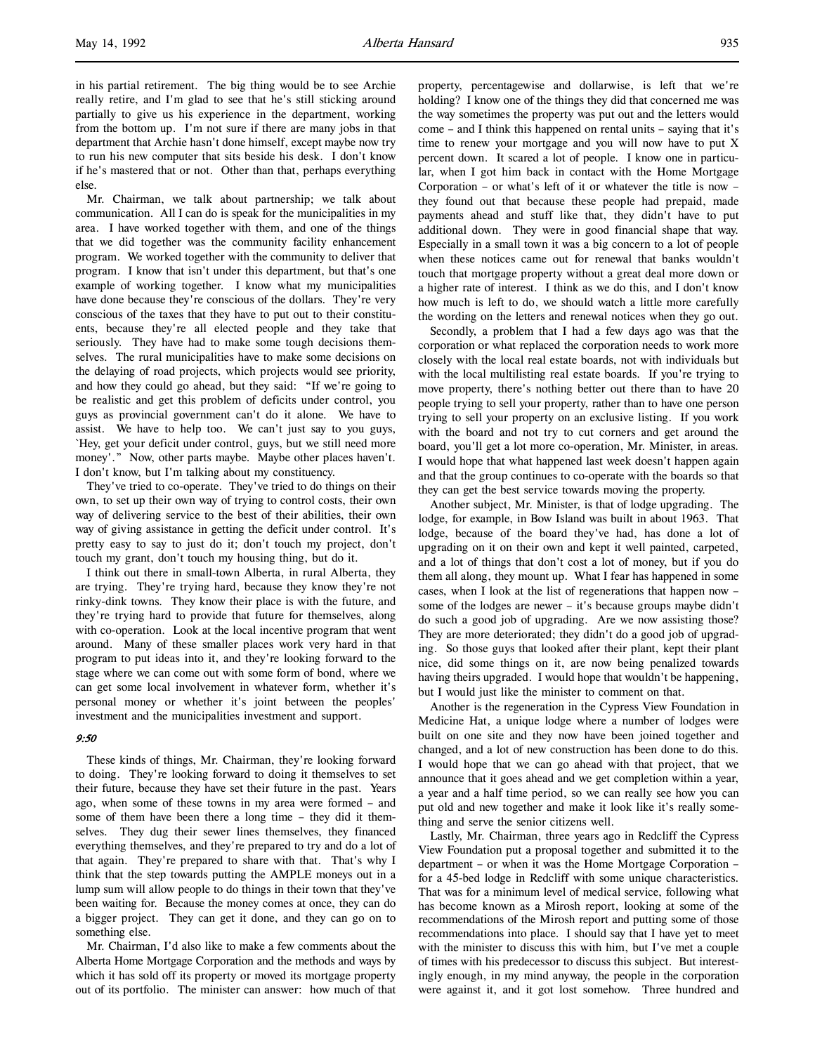in his partial retirement. The big thing would be to see Archie really retire, and I'm glad to see that he's still sticking around partially to give us his experience in the department, working from the bottom up. I'm not sure if there are many jobs in that department that Archie hasn't done himself, except maybe now try to run his new computer that sits beside his desk. I don't know if he's mastered that or not. Other than that, perhaps everything else.

Mr. Chairman, we talk about partnership; we talk about communication. All I can do is speak for the municipalities in my area. I have worked together with them, and one of the things that we did together was the community facility enhancement program. We worked together with the community to deliver that program. I know that isn't under this department, but that's one example of working together. I know what my municipalities have done because they're conscious of the dollars. They're very conscious of the taxes that they have to put out to their constituents, because they're all elected people and they take that seriously. They have had to make some tough decisions themselves. The rural municipalities have to make some decisions on the delaying of road projects, which projects would see priority, and how they could go ahead, but they said: "If we're going to be realistic and get this problem of deficits under control, you guys as provincial government can't do it alone. We have to assist. We have to help too. We can't just say to you guys, `Hey, get your deficit under control, guys, but we still need more money'." Now, other parts maybe. Maybe other places haven't. I don't know, but I'm talking about my constituency.

They've tried to co-operate. They've tried to do things on their own, to set up their own way of trying to control costs, their own way of delivering service to the best of their abilities, their own way of giving assistance in getting the deficit under control. It's pretty easy to say to just do it; don't touch my project, don't touch my grant, don't touch my housing thing, but do it.

I think out there in small-town Alberta, in rural Alberta, they are trying. They're trying hard, because they know they're not rinky-dink towns. They know their place is with the future, and they're trying hard to provide that future for themselves, along with co-operation. Look at the local incentive program that went around. Many of these smaller places work very hard in that program to put ideas into it, and they're looking forward to the stage where we can come out with some form of bond, where we can get some local involvement in whatever form, whether it's personal money or whether it's joint between the peoples' investment and the municipalities investment and support.

*9:50*

These kinds of things, Mr. Chairman, they're looking forward to doing. They're looking forward to doing it themselves to set their future, because they have set their future in the past. Years ago, when some of these towns in my area were formed – and some of them have been there a long time – they did it themselves. They dug their sewer lines themselves, they financed everything themselves, and they're prepared to try and do a lot of that again. They're prepared to share with that. That's why I think that the step towards putting the AMPLE moneys out in a lump sum will allow people to do things in their town that they've been waiting for. Because the money comes at once, they can do a bigger project. They can get it done, and they can go on to something else.

Mr. Chairman, I'd also like to make a few comments about the Alberta Home Mortgage Corporation and the methods and ways by which it has sold off its property or moved its mortgage property out of its portfolio. The minister can answer: how much of that property, percentagewise and dollarwise, is left that we're holding? I know one of the things they did that concerned me was the way sometimes the property was put out and the letters would come – and I think this happened on rental units – saying that it's time to renew your mortgage and you will now have to put X percent down. It scared a lot of people. I know one in particular, when I got him back in contact with the Home Mortgage Corporation – or what's left of it or whatever the title is now – they found out that because these people had prepaid, made payments ahead and stuff like that, they didn't have to put additional down. They were in good financial shape that way. Especially in a small town it was a big concern to a lot of people when these notices came out for renewal that banks wouldn't touch that mortgage property without a great deal more down or a higher rate of interest. I think as we do this, and I don't know how much is left to do, we should watch a little more carefully the wording on the letters and renewal notices when they go out.

Secondly, a problem that I had a few days ago was that the corporation or what replaced the corporation needs to work more closely with the local real estate boards, not with individuals but with the local multilisting real estate boards. If you're trying to move property, there's nothing better out there than to have 20 people trying to sell your property, rather than to have one person trying to sell your property on an exclusive listing. If you work with the board and not try to cut corners and get around the board, you'll get a lot more co-operation, Mr. Minister, in areas. I would hope that what happened last week doesn't happen again and that the group continues to co-operate with the boards so that they can get the best service towards moving the property.

Another subject, Mr. Minister, is that of lodge upgrading. The lodge, for example, in Bow Island was built in about 1963. That lodge, because of the board they've had, has done a lot of upgrading on it on their own and kept it well painted, carpeted, and a lot of things that don't cost a lot of money, but if you do them all along, they mount up. What I fear has happened in some cases, when I look at the list of regenerations that happen now – some of the lodges are newer – it's because groups maybe didn't do such a good job of upgrading. Are we now assisting those? They are more deteriorated; they didn't do a good job of upgrading. So those guys that looked after their plant, kept their plant nice, did some things on it, are now being penalized towards having theirs upgraded. I would hope that wouldn't be happening, but I would just like the minister to comment on that.

Another is the regeneration in the Cypress View Foundation in Medicine Hat, a unique lodge where a number of lodges were built on one site and they now have been joined together and changed, and a lot of new construction has been done to do this. I would hope that we can go ahead with that project, that we announce that it goes ahead and we get completion within a year, a year and a half time period, so we can really see how you can put old and new together and make it look like it's really something and serve the senior citizens well.

Lastly, Mr. Chairman, three years ago in Redcliff the Cypress View Foundation put a proposal together and submitted it to the department – or when it was the Home Mortgage Corporation – for a 45-bed lodge in Redcliff with some unique characteristics. That was for a minimum level of medical service, following what has become known as a Mirosh report, looking at some of the recommendations of the Mirosh report and putting some of those recommendations into place. I should say that I have yet to meet with the minister to discuss this with him, but I've met a couple of times with his predecessor to discuss this subject. But interestingly enough, in my mind anyway, the people in the corporation were against it, and it got lost somehow. Three hundred and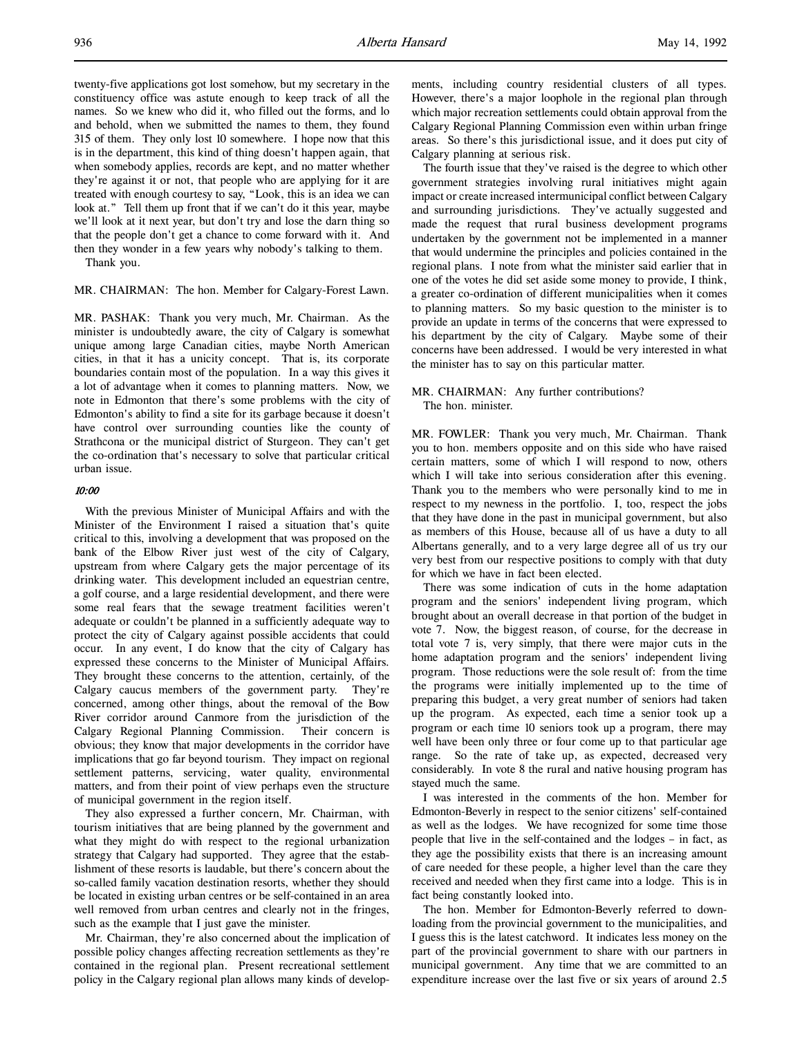twenty-five applications got lost somehow, but my secretary in the constituency office was astute enough to keep track of all the names. So we knew who did it, who filled out the forms, and lo and behold, when we submitted the names to them, they found 315 of them. They only lost 10 somewhere. I hope now that this is in the department, this kind of thing doesn't happen again, that when somebody applies, records are kept, and no matter whether they're against it or not, that people who are applying for it are treated with enough courtesy to say, "Look, this is an idea we can look at." Tell them up front that if we can't do it this year, maybe we'll look at it next year, but don't try and lose the darn thing so that the people don't get a chance to come forward with it. And then they wonder in a few years why nobody's talking to them.

Thank you.

MR. CHAIRMAN: The hon. Member for Calgary-Forest Lawn.

MR. PASHAK: Thank you very much, Mr. Chairman. As the minister is undoubtedly aware, the city of Calgary is somewhat unique among large Canadian cities, maybe North American cities, in that it has a unicity concept. That is, its corporate boundaries contain most of the population. In a way this gives it a lot of advantage when it comes to planning matters. Now, we note in Edmonton that there's some problems with the city of Edmonton's ability to find a site for its garbage because it doesn't have control over surrounding counties like the county of Strathcona or the municipal district of Sturgeon. They can't get the co-ordination that's necessary to solve that particular critical urban issue.

*10:00*

With the previous Minister of Municipal Affairs and with the Minister of the Environment I raised a situation that's quite critical to this, involving a development that was proposed on the bank of the Elbow River just west of the city of Calgary, upstream from where Calgary gets the major percentage of its drinking water. This development included an equestrian centre, a golf course, and a large residential development, and there were some real fears that the sewage treatment facilities weren't adequate or couldn't be planned in a sufficiently adequate way to protect the city of Calgary against possible accidents that could occur. In any event, I do know that the city of Calgary has expressed these concerns to the Minister of Municipal Affairs. They brought these concerns to the attention, certainly, of the Calgary caucus members of the government party. They're concerned, among other things, about the removal of the Bow River corridor around Canmore from the jurisdiction of the Calgary Regional Planning Commission. Their concern is obvious; they know that major developments in the corridor have implications that go far beyond tourism. They impact on regional settlement patterns, servicing, water quality, environmental matters, and from their point of view perhaps even the structure of municipal government in the region itself.

They also expressed a further concern, Mr. Chairman, with tourism initiatives that are being planned by the government and what they might do with respect to the regional urbanization strategy that Calgary had supported. They agree that the establishment of these resorts is laudable, but there's concern about the so-called family vacation destination resorts, whether they should be located in existing urban centres or be self-contained in an area well removed from urban centres and clearly not in the fringes, such as the example that I just gave the minister.

Mr. Chairman, they're also concerned about the implication of possible policy changes affecting recreation settlements as they're contained in the regional plan. Present recreational settlement policy in the Calgary regional plan allows many kinds of developments, including country residential clusters of all types. However, there's a major loophole in the regional plan through which major recreation settlements could obtain approval from the Calgary Regional Planning Commission even within urban fringe areas. So there's this jurisdictional issue, and it does put city of Calgary planning at serious risk.

The fourth issue that they've raised is the degree to which other government strategies involving rural initiatives might again impact or create increased intermunicipal conflict between Calgary and surrounding jurisdictions. They've actually suggested and made the request that rural business development programs undertaken by the government not be implemented in a manner that would undermine the principles and policies contained in the regional plans. I note from what the minister said earlier that in one of the votes he did set aside some money to provide, I think, a greater co-ordination of different municipalities when it comes to planning matters. So my basic question to the minister is to provide an update in terms of the concerns that were expressed to his department by the city of Calgary. Maybe some of their concerns have been addressed. I would be very interested in what the minister has to say on this particular matter.

MR. CHAIRMAN: Any further contributions?

The hon. minister.

MR. FOWLER: Thank you very much, Mr. Chairman. Thank you to hon. members opposite and on this side who have raised certain matters, some of which I will respond to now, others which I will take into serious consideration after this evening. Thank you to the members who were personally kind to me in respect to my newness in the portfolio. I, too, respect the jobs that they have done in the past in municipal government, but also as members of this House, because all of us have a duty to all Albertans generally, and to a very large degree all of us try our very best from our respective positions to comply with that duty for which we have in fact been elected.

There was some indication of cuts in the home adaptation program and the seniors' independent living program, which brought about an overall decrease in that portion of the budget in vote 7. Now, the biggest reason, of course, for the decrease in total vote 7 is, very simply, that there were major cuts in the home adaptation program and the seniors' independent living program. Those reductions were the sole result of: from the time the programs were initially implemented up to the time of preparing this budget, a very great number of seniors had taken up the program. As expected, each time a senior took up a program or each time 10 seniors took up a program, there may well have been only three or four come up to that particular age range. So the rate of take up, as expected, decreased very considerably. In vote 8 the rural and native housing program has stayed much the same.

I was interested in the comments of the hon. Member for Edmonton-Beverly in respect to the senior citizens' self-contained as well as the lodges. We have recognized for some time those people that live in the self-contained and the lodges – in fact, as they age the possibility exists that there is an increasing amount of care needed for these people, a higher level than the care they received and needed when they first came into a lodge. This is in fact being constantly looked into.

The hon. Member for Edmonton-Beverly referred to downloading from the provincial government to the municipalities, and I guess this is the latest catchword. It indicates less money on the part of the provincial government to share with our partners in municipal government. Any time that we are committed to an expenditure increase over the last five or six years of around 2.5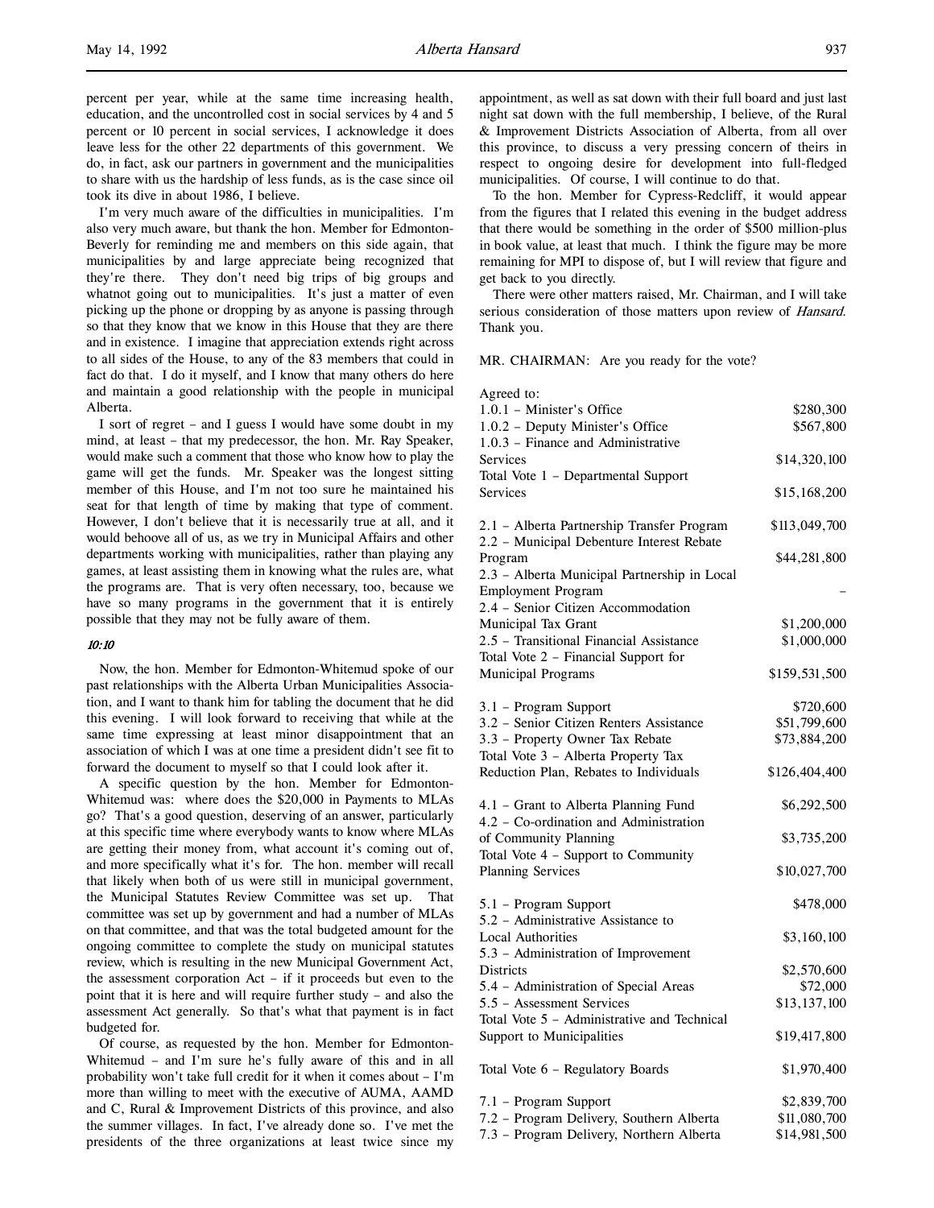percent per year, while at the same time increasing health, education, and the uncontrolled cost in social services by 4 and 5 percent or 10 percent in social services, I acknowledge it does leave less for the other 22 departments of this government. We do, in fact, ask our partners in government and the municipalities to share with us the hardship of less funds, as is the case since oil took its dive in about 1986, I believe.

I'm very much aware of the difficulties in municipalities. I'm also very much aware, but thank the hon. Member for Edmonton-Beverly for reminding me and members on this side again, that municipalities by and large appreciate being recognized that they're there. They don't need big trips of big groups and whatnot going out to municipalities. It's just a matter of even picking up the phone or dropping by as anyone is passing through so that they know that we know in this House that they are there and in existence. I imagine that appreciation extends right across to all sides of the House, to any of the 83 members that could in fact do that. I do it myself, and I know that many others do here and maintain a good relationship with the people in municipal Alberta.

I sort of regret – and I guess I would have some doubt in my mind, at least – that my predecessor, the hon. Mr. Ray Speaker, would make such a comment that those who know how to play the game will get the funds. Mr. Speaker was the longest sitting member of this House, and I'm not too sure he maintained his seat for that length of time by making that type of comment. However, I don't believe that it is necessarily true at all, and it would behoove all of us, as we try in Municipal Affairs and other departments working with municipalities, rather than playing any games, at least assisting them in knowing what the rules are, what the programs are. That is very often necessary, too, because we have so many programs in the government that it is entirely possible that they may not be fully aware of them.

*10:10*

Now, the hon. Member for Edmonton-Whitemud spoke of our past relationships with the Alberta Urban Municipalities Association, and I want to thank him for tabling the document that he did this evening. I will look forward to receiving that while at the same time expressing at least minor disappointment that an association of which I was at one time a president didn't see fit to forward the document to myself so that I could look after it.

A specific question by the hon. Member for Edmonton-Whitemud was: where does the $20,000 in Payments to MLAs go? That's a good question, deserving of an answer, particularly at this specific time where everybody wants to know where MLAs are getting their money from, what account it's coming out of, and more specifically what it's for. The hon. member will recall that likely when both of us were still in municipal government, the Municipal Statutes Review Committee was set up. That committee was set up by government and had a number of MLAs on that committee, and that was the total budgeted amount for the ongoing committee to complete the study on municipal statutes review, which is resulting in the new Municipal Government Act, the assessment corporation Act – if it proceeds but even to the point that it is here and will require further study – and also the assessment Act generally. So that's what that payment is in fact budgeted for.

Of course, as requested by the hon. Member for Edmonton-Whitemud – and I'm sure he's fully aware of this and in all probability won't take full credit for it when it comes about – I'm more than willing to meet with the executive of AUMA, AAMD and C, Rural & Improvement Districts of this province, and also the summer villages. In fact, I've already done so. I've met the presidents of the three organizations at least twice since my appointment, as well as sat down with their full board and just last night sat down with the full membership, I believe, of the Rural & Improvement Districts Association of Alberta, from all over this province, to discuss a very pressing concern of theirs in respect to ongoing desire for development into full-fledged municipalities. Of course, I will continue to do that.

To the hon. Member for Cypress-Redcliff, it would appear from the figures that I related this evening in the budget address that there would be something in the order of $500 million-plus in book value, at least that much. I think the figure may be more remaining for MPI to dispose of, but I will review that figure and get back to you directly.

There were other matters raised, Mr. Chairman, and I will take serious consideration of those matters upon review of *Hansard*. Thank you.

MR. CHAIRMAN: Are you ready for the vote?

Agreed to:

| | |
|---|---|
| 1.0.1 – Minister's Office | $280,300 |
| 1.0.2 – Deputy Minister's Office | $567,800 |
| 1.0.3 – Finance and Administrative Services | $14,320,100 |
| Total Vote 1 – Departmental Support Services | $15,168,200 |
| | |
| 2.1 – Alberta Partnership Transfer Program | $113,049,700 |
| 2.2 – Municipal Debenture Interest Rebate Program | $44,281,800 |
| 2.3 – Alberta Municipal Partnership in Local Employment Program | – |
| 2.4 – Senior Citizen Accommodation Municipal Tax Grant | $1,200,000 |
| 2.5 – Transitional Financial Assistance | $1,000,000 |
| Total Vote 2 – Financial Support for Municipal Programs | $159,531,500 |
| | |
| 3.1 – Program Support | $720,600 |
| 3.2 – Senior Citizen Renters Assistance | $51,799,600 |
| 3.3 – Property Owner Tax Rebate | $73,884,200 |
| Total Vote 3 – Alberta Property Tax Reduction Plan, Rebates to Individuals | $126,404,400 |
| | |
| 4.1 – Grant to Alberta Planning Fund | $6,292,500 |
| 4.2 – Co-ordination and Administration of Community Planning | $3,735,200 |
| Total Vote 4 – Support to Community Planning Services | $10,027,700 |
| | |
| 5.1 – Program Support | $478,000 |
| 5.2 – Administrative Assistance to Local Authorities | $3,160,100 |
| 5.3 – Administration of Improvement Districts | $2,570,600 |
| 5.4 – Administration of Special Areas | $72,000 |
| 5.5 – Assessment Services | $13,137,100 |
| Total Vote 5 – Administrative and Technical Support to Municipalities | $19,417,800 |
| | |
| Total Vote 6 – Regulatory Boards | $1,970,400 |
| | |
| 7.1 – Program Support | $2,839,700 |
| 7.2 – Program Delivery, Southern Alberta | $11,080,700 |
| 7.3 – Program Delivery, Northern Alberta | $14,981,500 |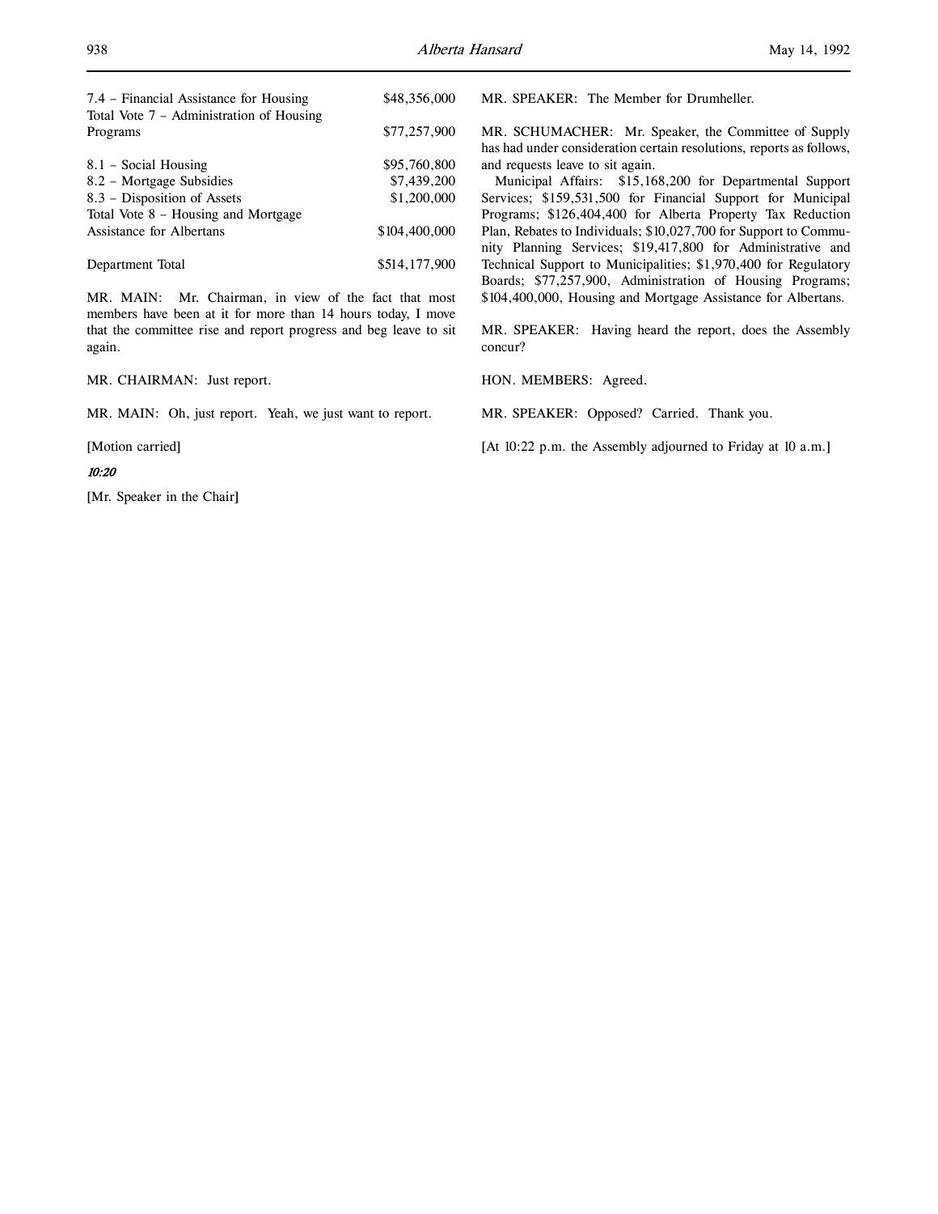| | |
|---|---|
| 7.4 – Financial Assistance for Housing | $48,356,000 |
| Total Vote 7 – Administration of Housing Programs | $77,257,900 |
| 8.1 – Social Housing | $95,760,800 |
| 8.2 – Mortgage Subsidies | $7,439,200 |
| 8.3 – Disposition of Assets | $1,200,000 |
| Total Vote 8 – Housing and Mortgage Assistance for Albertans | $104,400,000 |
| Department Total | $514,177,900 |

MR. MAIN: Mr. Chairman, in view of the fact that most members have been at it for more than 14 hours today, I move that the committee rise and report progress and beg leave to sit again.

MR. CHAIRMAN: Just report.

MR. MAIN: Oh, just report. Yeah, we just want to report.

[Motion carried]

*10:20*

[Mr. Speaker in the Chair]

MR. SPEAKER: The Member for Drumheller.

MR. SCHUMACHER: Mr. Speaker, the Committee of Supply has had under consideration certain resolutions, reports as follows, and requests leave to sit again.

Municipal Affairs: $15,168,200 for Departmental Support Services; $159,531,500 for Financial Support for Municipal Programs; $126,404,400 for Alberta Property Tax Reduction Plan, Rebates to Individuals; $10,027,700 for Support to Community Planning Services; $19,417,800 for Administrative and Technical Support to Municipalities; $1,970,400 for Regulatory Boards; $77,257,900, Administration of Housing Programs; $104,400,000, Housing and Mortgage Assistance for Albertans.

MR. SPEAKER: Having heard the report, does the Assembly concur?

HON. MEMBERS: Agreed.

MR. SPEAKER: Opposed? Carried. Thank you.

[At 10:22 p.m. the Assembly adjourned to Friday at 10 a.m.]